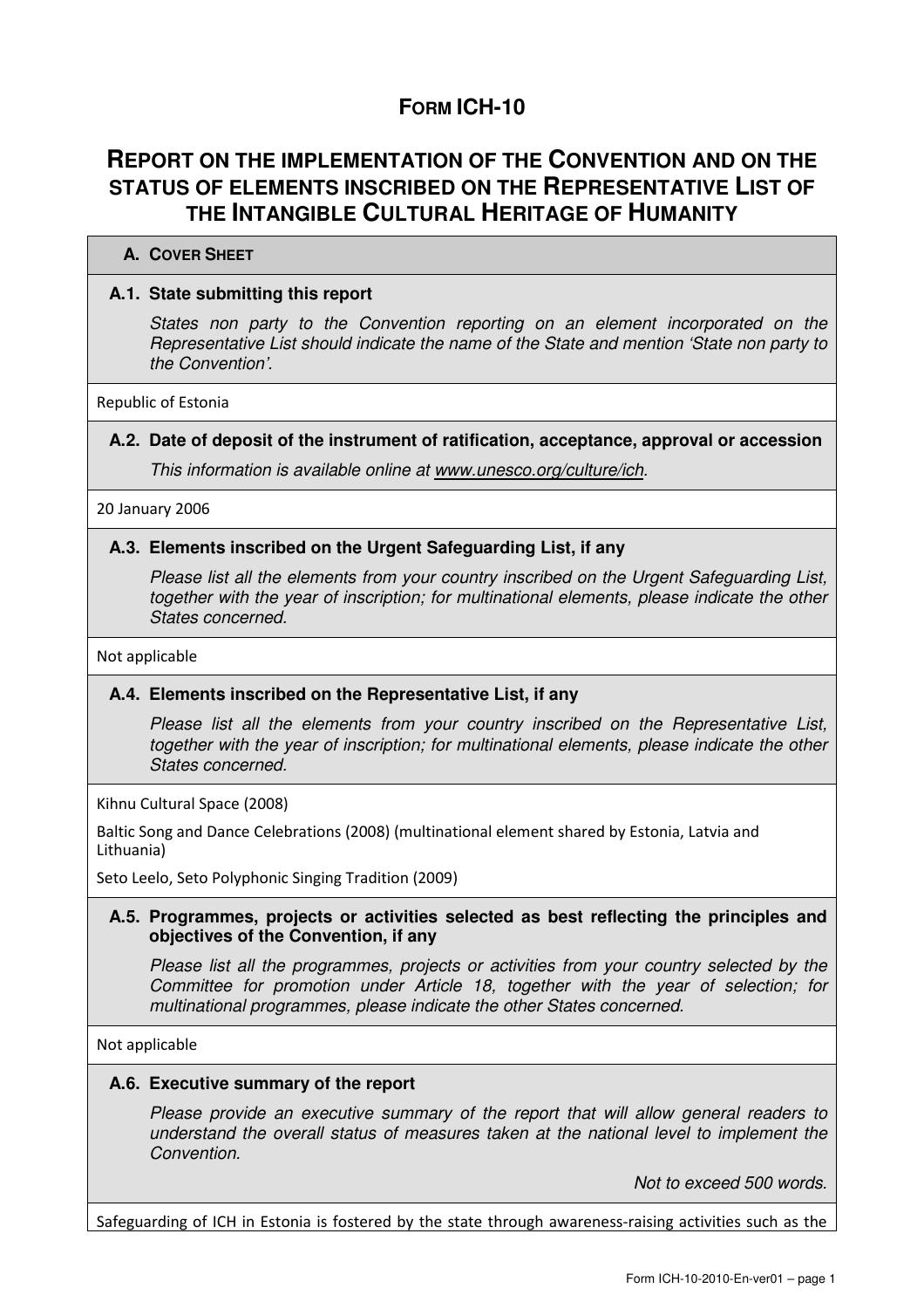# Form ICH-10

# Report on the implementation of the Convention and on the status of elements inscribed on the Representative List of the Intangible Cultural Heritage of Humanity

## A. Cover Sheet

### A.1. State submitting this report

*States non party to the Convention reporting on an element incorporated on the Representative List should indicate the name of the State and mention 'State non party to the Convention'.*

Republic of Estonia

### A.2. Date of deposit of the instrument of ratification, acceptance, approval or accession

*This information is available online at www.unesco.org/culture/ich.*

20 January 2006

### A.3. Elements inscribed on the Urgent Safeguarding List, if any

*Please list all the elements from your country inscribed on the Urgent Safeguarding List, together with the year of inscription; for multinational elements, please indicate the other States concerned.*

Not applicable

### A.4. Elements inscribed on the Representative List, if any

*Please list all the elements from your country inscribed on the Representative List, together with the year of inscription; for multinational elements, please indicate the other States concerned.*

Kihnu Cultural Space (2008)

Baltic Song and Dance Celebrations (2008) (multinational element shared by Estonia, Latvia and Lithuania)

Seto Leelo, Seto Polyphonic Singing Tradition (2009)

### A.5. Programmes, projects or activities selected as best reflecting the principles and objectives of the Convention, if any

*Please list all the programmes, projects or activities from your country selected by the Committee for promotion under Article 18, together with the year of selection; for multinational programmes, please indicate the other States concerned.*

Not applicable

### A.6. Executive summary of the report

*Please provide an executive summary of the report that will allow general readers to understand the overall status of measures taken at the national level to implement the Convention.*

*Not to exceed 500 words.*

Safeguarding of ICH in Estonia is fostered by the state through awareness-raising activities such as the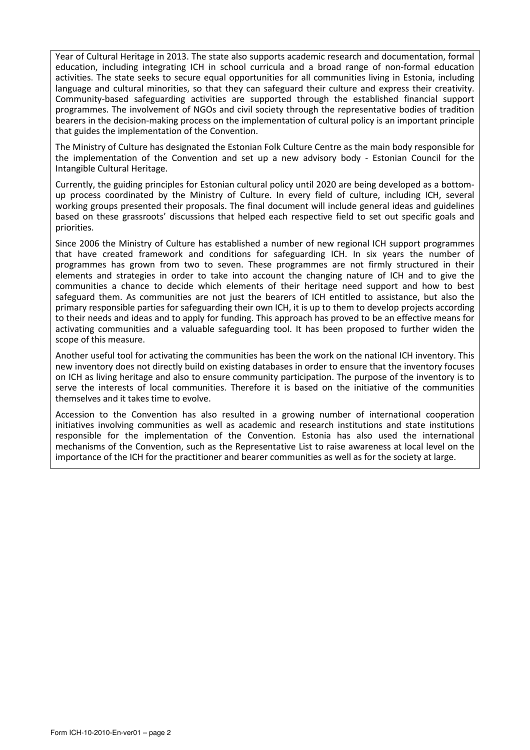Year of Cultural Heritage in 2013. The state also supports academic research and documentation, formal education, including integrating ICH in school curricula and a broad range of non-formal education activities. The state seeks to secure equal opportunities for all communities living in Estonia, including language and cultural minorities, so that they can safeguard their culture and express their creativity. Community-based safeguarding activities are supported through the established financial support programmes. The involvement of NGOs and civil society through the representative bodies of tradition bearers in the decision-making process on the implementation of cultural policy is an important principle that guides the implementation of the Convention.

The Ministry of Culture has designated the Estonian Folk Culture Centre as the main body responsible for the implementation of the Convention and set up a new advisory body - Estonian Council for the Intangible Cultural Heritage.

Currently, the guiding principles for Estonian cultural policy until 2020 are being developed as a bottom-up process coordinated by the Ministry of Culture. In every field of culture, including ICH, several working groups presented their proposals. The final document will include general ideas and guidelines based on these grassroots' discussions that helped each respective field to set out specific goals and priorities.

Since 2006 the Ministry of Culture has established a number of new regional ICH support programmes that have created framework and conditions for safeguarding ICH. In six years the number of programmes has grown from two to seven. These programmes are not firmly structured in their elements and strategies in order to take into account the changing nature of ICH and to give the communities a chance to decide which elements of their heritage need support and how to best safeguard them. As communities are not just the bearers of ICH entitled to assistance, but also the primary responsible parties for safeguarding their own ICH, it is up to them to develop projects according to their needs and ideas and to apply for funding. This approach has proved to be an effective means for activating communities and a valuable safeguarding tool. It has been proposed to further widen the scope of this measure.

Another useful tool for activating the communities has been the work on the national ICH inventory. This new inventory does not directly build on existing databases in order to ensure that the inventory focuses on ICH as living heritage and also to ensure community participation. The purpose of the inventory is to serve the interests of local communities. Therefore it is based on the initiative of the communities themselves and it takes time to evolve.

Accession to the Convention has also resulted in a growing number of international cooperation initiatives involving communities as well as academic and research institutions and state institutions responsible for the implementation of the Convention. Estonia has also used the international mechanisms of the Convention, such as the Representative List to raise awareness at local level on the importance of the ICH for the practitioner and bearer communities as well as for the society at large.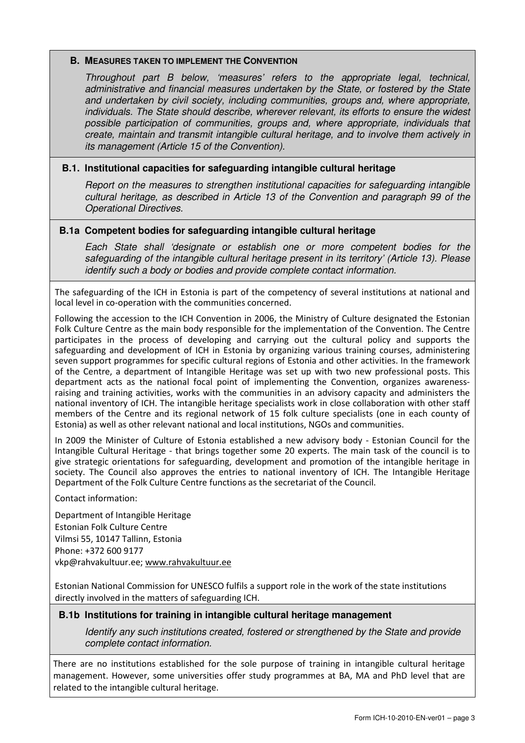## B. MEASURES TAKEN TO IMPLEMENT THE CONVENTION

*Throughout part B below, 'measures' refers to the appropriate legal, technical, administrative and financial measures undertaken by the State, or fostered by the State and undertaken by civil society, including communities, groups and, where appropriate, individuals. The State should describe, wherever relevant, its efforts to ensure the widest possible participation of communities, groups and, where appropriate, individuals that create, maintain and transmit intangible cultural heritage, and to involve them actively in its management (Article 15 of the Convention).*

### B.1. Institutional capacities for safeguarding intangible cultural heritage

*Report on the measures to strengthen institutional capacities for safeguarding intangible cultural heritage, as described in Article 13 of the Convention and paragraph 99 of the Operational Directives.*

### B.1a Competent bodies for safeguarding intangible cultural heritage

*Each State shall 'designate or establish one or more competent bodies for the safeguarding of the intangible cultural heritage present in its territory' (Article 13). Please identify such a body or bodies and provide complete contact information.*

The safeguarding of the ICH in Estonia is part of the competency of several institutions at national and local level in co-operation with the communities concerned.

Following the accession to the ICH Convention in 2006, the Ministry of Culture designated the Estonian Folk Culture Centre as the main body responsible for the implementation of the Convention. The Centre participates in the process of developing and carrying out the cultural policy and supports the safeguarding and development of ICH in Estonia by organizing various training courses, administering seven support programmes for specific cultural regions of Estonia and other activities. In the framework of the Centre, a department of Intangible Heritage was set up with two new professional posts. This department acts as the national focal point of implementing the Convention, organizes awareness-raising and training activities, works with the communities in an advisory capacity and administers the national inventory of ICH. The intangible heritage specialists work in close collaboration with other staff members of the Centre and its regional network of 15 folk culture specialists (one in each county of Estonia) as well as other relevant national and local institutions, NGOs and communities.

In 2009 the Minister of Culture of Estonia established a new advisory body - Estonian Council for the Intangible Cultural Heritage - that brings together some 20 experts. The main task of the council is to give strategic orientations for safeguarding, development and promotion of the intangible heritage in society. The Council also approves the entries to national inventory of ICH. The Intangible Heritage Department of the Folk Culture Centre functions as the secretariat of the Council.

Contact information:

Department of Intangible Heritage
Estonian Folk Culture Centre
Vilmsi 55, 10147 Tallinn, Estonia
Phone: +372 600 9177
vkp@rahvakultuur.ee; www.rahvakultuur.ee

Estonian National Commission for UNESCO fulfils a support role in the work of the state institutions directly involved in the matters of safeguarding ICH.

### B.1b Institutions for training in intangible cultural heritage management

*Identify any such institutions created, fostered or strengthened by the State and provide complete contact information.*

There are no institutions established for the sole purpose of training in intangible cultural heritage management. However, some universities offer study programmes at BA, MA and PhD level that are related to the intangible cultural heritage.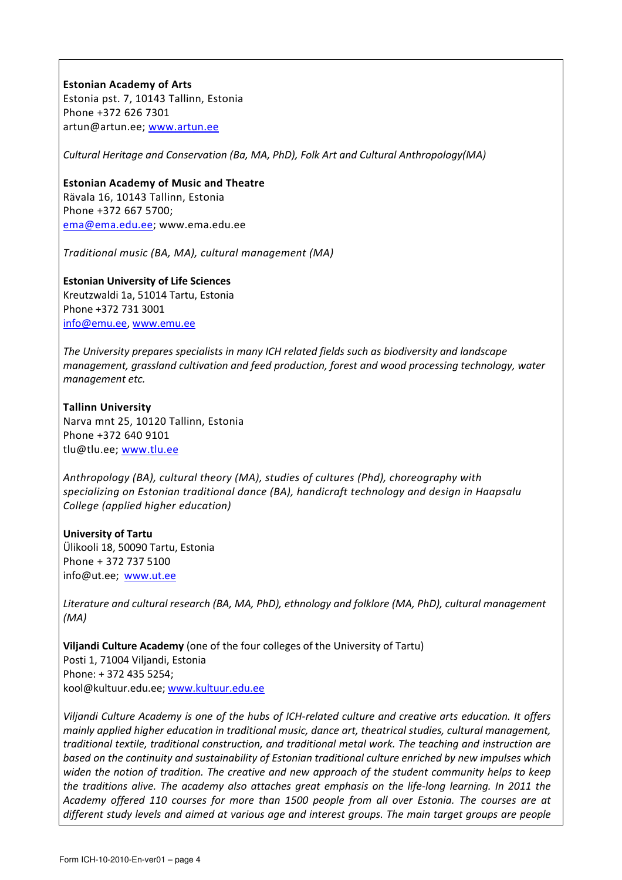**Estonian Academy of Arts**
Estonia pst. 7, 10143 Tallinn, Estonia
Phone +372 626 7301
artun@artun.ee; www.artun.ee

*Cultural Heritage and Conservation (Ba, MA, PhD), Folk Art and Cultural Anthropology(MA)*

**Estonian Academy of Music and Theatre**
Rävala 16, 10143 Tallinn, Estonia
Phone +372 667 5700;
ema@ema.edu.ee; www.ema.edu.ee

*Traditional music (BA, MA), cultural management (MA)*

**Estonian University of Life Sciences**
Kreutzwaldi 1a, 51014 Tartu, Estonia
Phone +372 731 3001
info@emu.ee, www.emu.ee

*The University prepares specialists in many ICH related fields such as biodiversity and landscape management, grassland cultivation and feed production, forest and wood processing technology, water management etc.*

**Tallinn University**
Narva mnt 25, 10120 Tallinn, Estonia
Phone +372 640 9101
tlu@tlu.ee; www.tlu.ee

*Anthropology (BA), cultural theory (MA), studies of cultures (Phd), choreography with specializing on Estonian traditional dance (BA), handicraft technology and design in Haapsalu College (applied higher education)*

**University of Tartu**
Ülikooli 18, 50090 Tartu, Estonia
Phone + 372 737 5100
info@ut.ee; www.ut.ee

*Literature and cultural research (BA, MA, PhD), ethnology and folklore (MA, PhD), cultural management (MA)*

**Viljandi Culture Academy** (one of the four colleges of the University of Tartu)
Posti 1, 71004 Viljandi, Estonia
Phone: + 372 435 5254;
kool@kultuur.edu.ee; www.kultuur.edu.ee

*Viljandi Culture Academy is one of the hubs of ICH-related culture and creative arts education. It offers mainly applied higher education in traditional music, dance art, theatrical studies, cultural management, traditional textile, traditional construction, and traditional metal work. The teaching and instruction are based on the continuity and sustainability of Estonian traditional culture enriched by new impulses which widen the notion of tradition. The creative and new approach of the student community helps to keep the traditions alive. The academy also attaches great emphasis on the life-long learning. In 2011 the Academy offered 110 courses for more than 1500 people from all over Estonia. The courses are at different study levels and aimed at various age and interest groups. The main target groups are people*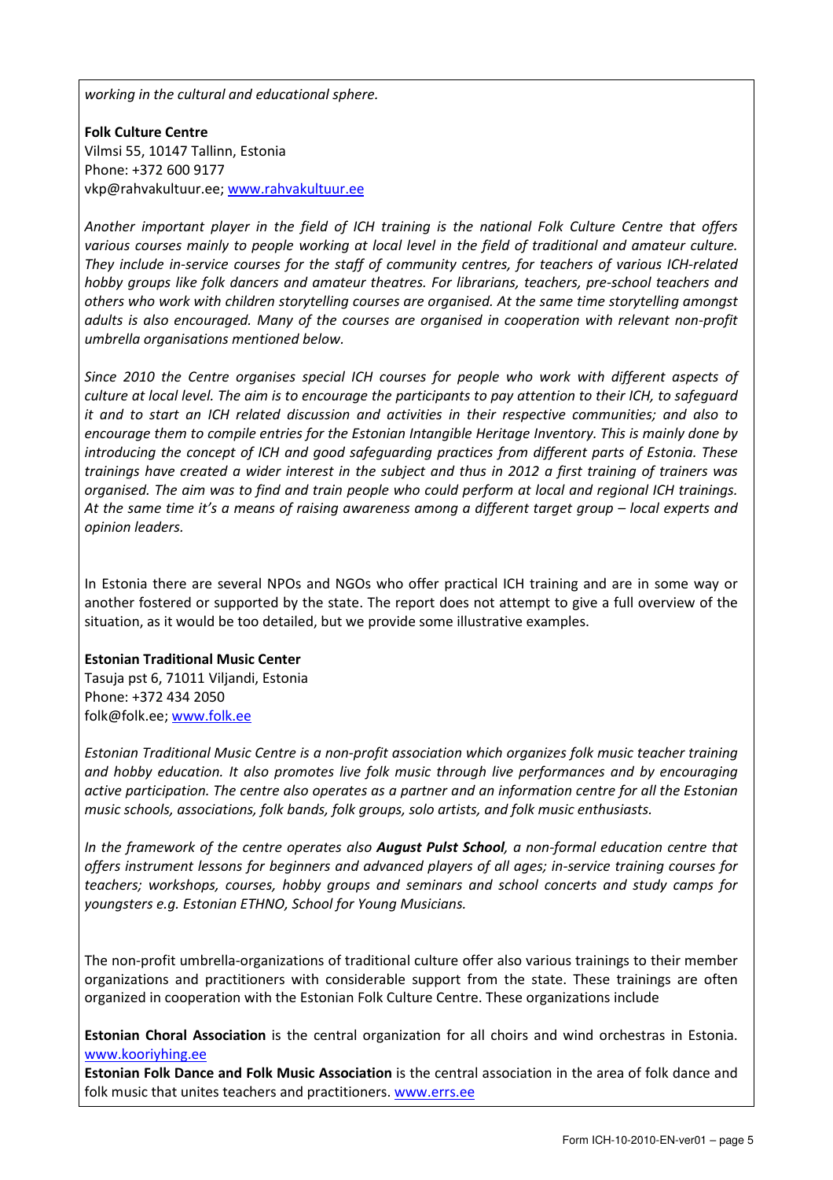*working in the cultural and educational sphere.*

**Folk Culture Centre**
Vilmsi 55, 10147 Tallinn, Estonia
Phone: +372 600 9177
vkp@rahvakultuur.ee; www.rahvakultuur.ee

*Another important player in the field of ICH training is the national Folk Culture Centre that offers various courses mainly to people working at local level in the field of traditional and amateur culture. They include in-service courses for the staff of community centres, for teachers of various ICH-related hobby groups like folk dancers and amateur theatres. For librarians, teachers, pre-school teachers and others who work with children storytelling courses are organised. At the same time storytelling amongst adults is also encouraged. Many of the courses are organised in cooperation with relevant non-profit umbrella organisations mentioned below.*

*Since 2010 the Centre organises special ICH courses for people who work with different aspects of culture at local level. The aim is to encourage the participants to pay attention to their ICH, to safeguard it and to start an ICH related discussion and activities in their respective communities; and also to encourage them to compile entries for the Estonian Intangible Heritage Inventory. This is mainly done by introducing the concept of ICH and good safeguarding practices from different parts of Estonia. These trainings have created a wider interest in the subject and thus in 2012 a first training of trainers was organised. The aim was to find and train people who could perform at local and regional ICH trainings. At the same time it's a means of raising awareness among a different target group – local experts and opinion leaders.*

In Estonia there are several NPOs and NGOs who offer practical ICH training and are in some way or another fostered or supported by the state. The report does not attempt to give a full overview of the situation, as it would be too detailed, but we provide some illustrative examples.

**Estonian Traditional Music Center**
Tasuja pst 6, 71011 Viljandi, Estonia
Phone: +372 434 2050
folk@folk.ee; www.folk.ee

*Estonian Traditional Music Centre is a non-profit association which organizes folk music teacher training and hobby education. It also promotes live folk music through live performances and by encouraging active participation. The centre also operates as a partner and an information centre for all the Estonian music schools, associations, folk bands, folk groups, solo artists, and folk music enthusiasts.*

*In the framework of the centre operates also **August Pulst School**, a non-formal education centre that offers instrument lessons for beginners and advanced players of all ages; in-service training courses for teachers; workshops, courses, hobby groups and seminars and school concerts and study camps for youngsters e.g. Estonian ETHNO, School for Young Musicians.*

The non-profit umbrella-organizations of traditional culture offer also various trainings to their member organizations and practitioners with considerable support from the state. These trainings are often organized in cooperation with the Estonian Folk Culture Centre. These organizations include

**Estonian Choral Association** is the central organization for all choirs and wind orchestras in Estonia. www.kooriyhing.ee
**Estonian Folk Dance and Folk Music Association** is the central association in the area of folk dance and folk music that unites teachers and practitioners. www.errs.ee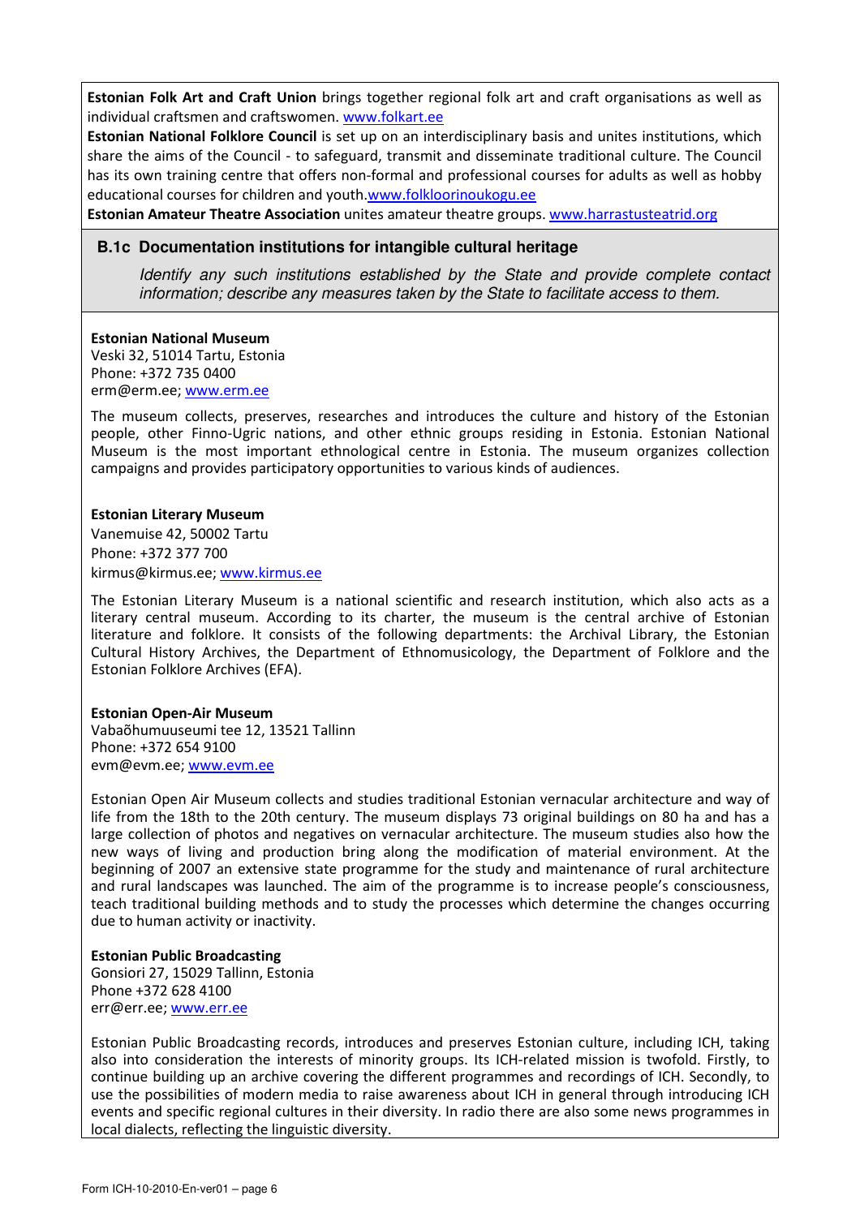**Estonian Folk Art and Craft Union** brings together regional folk art and craft organisations as well as individual craftsmen and craftswomen. www.folkart.ee

**Estonian National Folklore Council** is set up on an interdisciplinary basis and unites institutions, which share the aims of the Council - to safeguard, transmit and disseminate traditional culture. The Council has its own training centre that offers non-formal and professional courses for adults as well as hobby educational courses for children and youth.www.folkloorinoukogu.ee

**Estonian Amateur Theatre Association** unites amateur theatre groups. www.harrastusteatrid.org

### B.1c Documentation institutions for intangible cultural heritage

*Identify any such institutions established by the State and provide complete contact information; describe any measures taken by the State to facilitate access to them.*

**Estonian National Museum**
Veski 32, 51014 Tartu, Estonia
Phone: +372 735 0400
erm@erm.ee; www.erm.ee

The museum collects, preserves, researches and introduces the culture and history of the Estonian people, other Finno-Ugric nations, and other ethnic groups residing in Estonia. Estonian National Museum is the most important ethnological centre in Estonia. The museum organizes collection campaigns and provides participatory opportunities to various kinds of audiences.

**Estonian Literary Museum**
Vanemuise 42, 50002 Tartu
Phone: +372 377 700
kirmus@kirmus.ee; www.kirmus.ee

The Estonian Literary Museum is a national scientific and research institution, which also acts as a literary central museum. According to its charter, the museum is the central archive of Estonian literature and folklore. It consists of the following departments: the Archival Library, the Estonian Cultural History Archives, the Department of Ethnomusicology, the Department of Folklore and the Estonian Folklore Archives (EFA).

**Estonian Open-Air Museum**
Vabaõhumuuseumi tee 12, 13521 Tallinn
Phone: +372 654 9100
evm@evm.ee; www.evm.ee

Estonian Open Air Museum collects and studies traditional Estonian vernacular architecture and way of life from the 18th to the 20th century. The museum displays 73 original buildings on 80 ha and has a large collection of photos and negatives on vernacular architecture. The museum studies also how the new ways of living and production bring along the modification of material environment. At the beginning of 2007 an extensive state programme for the study and maintenance of rural architecture and rural landscapes was launched. The aim of the programme is to increase people's consciousness, teach traditional building methods and to study the processes which determine the changes occurring due to human activity or inactivity.

**Estonian Public Broadcasting**
Gonsiori 27, 15029 Tallinn, Estonia
Phone +372 628 4100
err@err.ee; www.err.ee

Estonian Public Broadcasting records, introduces and preserves Estonian culture, including ICH, taking also into consideration the interests of minority groups. Its ICH-related mission is twofold. Firstly, to continue building up an archive covering the different programmes and recordings of ICH. Secondly, to use the possibilities of modern media to raise awareness about ICH in general through introducing ICH events and specific regional cultures in their diversity. In radio there are also some news programmes in local dialects, reflecting the linguistic diversity.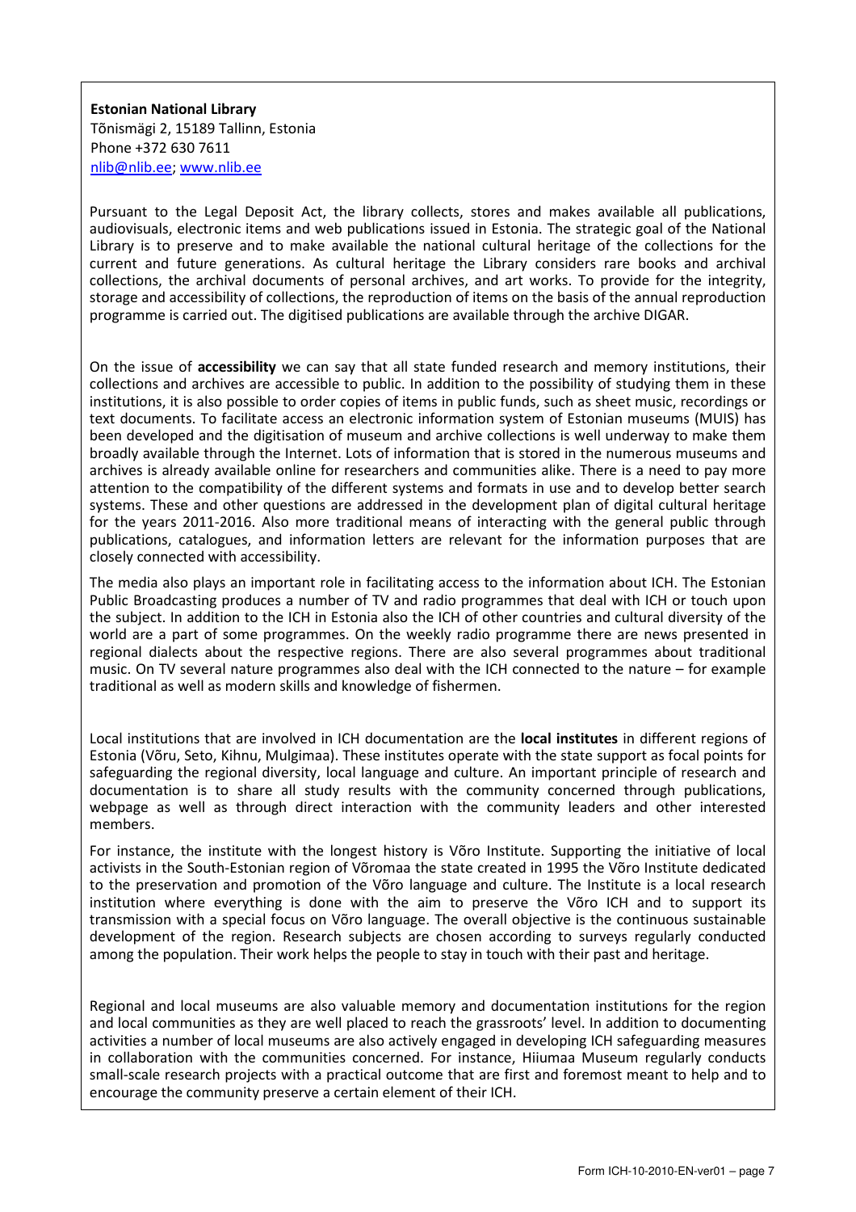**Estonian National Library**
Tõnismägi 2, 15189 Tallinn, Estonia
Phone +372 630 7611
nlib@nlib.ee; www.nlib.ee

Pursuant to the Legal Deposit Act, the library collects, stores and makes available all publications, audiovisuals, electronic items and web publications issued in Estonia. The strategic goal of the National Library is to preserve and to make available the national cultural heritage of the collections for the current and future generations. As cultural heritage the Library considers rare books and archival collections, the archival documents of personal archives, and art works. To provide for the integrity, storage and accessibility of collections, the reproduction of items on the basis of the annual reproduction programme is carried out. The digitised publications are available through the archive DIGAR.

On the issue of **accessibility** we can say that all state funded research and memory institutions, their collections and archives are accessible to public. In addition to the possibility of studying them in these institutions, it is also possible to order copies of items in public funds, such as sheet music, recordings or text documents. To facilitate access an electronic information system of Estonian museums (MUIS) has been developed and the digitisation of museum and archive collections is well underway to make them broadly available through the Internet. Lots of information that is stored in the numerous museums and archives is already available online for researchers and communities alike. There is a need to pay more attention to the compatibility of the different systems and formats in use and to develop better search systems. These and other questions are addressed in the development plan of digital cultural heritage for the years 2011-2016. Also more traditional means of interacting with the general public through publications, catalogues, and information letters are relevant for the information purposes that are closely connected with accessibility.

The media also plays an important role in facilitating access to the information about ICH. The Estonian Public Broadcasting produces a number of TV and radio programmes that deal with ICH or touch upon the subject. In addition to the ICH in Estonia also the ICH of other countries and cultural diversity of the world are a part of some programmes. On the weekly radio programme there are news presented in regional dialects about the respective regions. There are also several programmes about traditional music. On TV several nature programmes also deal with the ICH connected to the nature – for example traditional as well as modern skills and knowledge of fishermen.

Local institutions that are involved in ICH documentation are the **local institutes** in different regions of Estonia (Võru, Seto, Kihnu, Mulgimaa). These institutes operate with the state support as focal points for safeguarding the regional diversity, local language and culture. An important principle of research and documentation is to share all study results with the community concerned through publications, webpage as well as through direct interaction with the community leaders and other interested members.

For instance, the institute with the longest history is Võro Institute. Supporting the initiative of local activists in the South-Estonian region of Võromaa the state created in 1995 the Võro Institute dedicated to the preservation and promotion of the Võro language and culture. The Institute is a local research institution where everything is done with the aim to preserve the Võro ICH and to support its transmission with a special focus on Võro language. The overall objective is the continuous sustainable development of the region. Research subjects are chosen according to surveys regularly conducted among the population. Their work helps the people to stay in touch with their past and heritage.

Regional and local museums are also valuable memory and documentation institutions for the region and local communities as they are well placed to reach the grassroots' level. In addition to documenting activities a number of local museums are also actively engaged in developing ICH safeguarding measures in collaboration with the communities concerned. For instance, Hiiumaa Museum regularly conducts small-scale research projects with a practical outcome that are first and foremost meant to help and to encourage the community preserve a certain element of their ICH.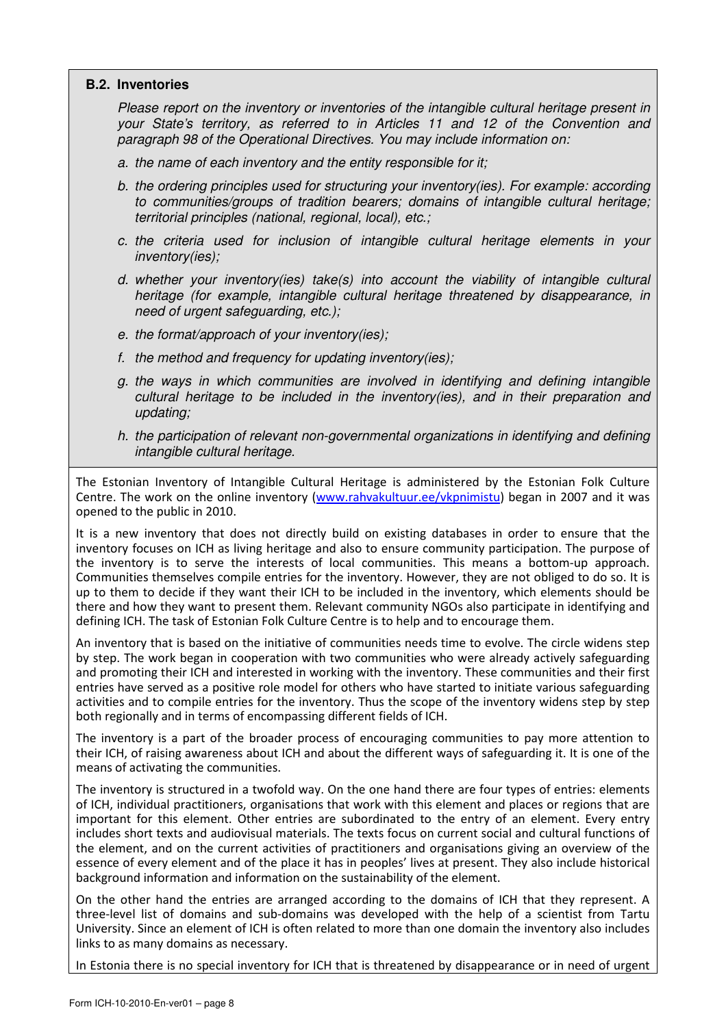**B.2. Inventories**

*Please report on the inventory or inventories of the intangible cultural heritage present in your State's territory, as referred to in Articles 11 and 12 of the Convention and paragraph 98 of the Operational Directives. You may include information on:*

- *a. the name of each inventory and the entity responsible for it;*
- *b. the ordering principles used for structuring your inventory(ies). For example: according to communities/groups of tradition bearers; domains of intangible cultural heritage; territorial principles (national, regional, local), etc.;*
- *c. the criteria used for inclusion of intangible cultural heritage elements in your inventory(ies);*
- *d. whether your inventory(ies) take(s) into account the viability of intangible cultural heritage (for example, intangible cultural heritage threatened by disappearance, in need of urgent safeguarding, etc.);*
- *e. the format/approach of your inventory(ies);*
- *f. the method and frequency for updating inventory(ies);*
- *g. the ways in which communities are involved in identifying and defining intangible cultural heritage to be included in the inventory(ies), and in their preparation and updating;*
- *h. the participation of relevant non-governmental organizations in identifying and defining intangible cultural heritage.*

The Estonian Inventory of Intangible Cultural Heritage is administered by the Estonian Folk Culture Centre. The work on the online inventory (www.rahvakultuur.ee/vkpnimistu) began in 2007 and it was opened to the public in 2010.

It is a new inventory that does not directly build on existing databases in order to ensure that the inventory focuses on ICH as living heritage and also to ensure community participation. The purpose of the inventory is to serve the interests of local communities. This means a bottom-up approach. Communities themselves compile entries for the inventory. However, they are not obliged to do so. It is up to them to decide if they want their ICH to be included in the inventory, which elements should be there and how they want to present them. Relevant community NGOs also participate in identifying and defining ICH. The task of Estonian Folk Culture Centre is to help and to encourage them.

An inventory that is based on the initiative of communities needs time to evolve. The circle widens step by step. The work began in cooperation with two communities who were already actively safeguarding and promoting their ICH and interested in working with the inventory. These communities and their first entries have served as a positive role model for others who have started to initiate various safeguarding activities and to compile entries for the inventory. Thus the scope of the inventory widens step by step both regionally and in terms of encompassing different fields of ICH.

The inventory is a part of the broader process of encouraging communities to pay more attention to their ICH, of raising awareness about ICH and about the different ways of safeguarding it. It is one of the means of activating the communities.

The inventory is structured in a twofold way. On the one hand there are four types of entries: elements of ICH, individual practitioners, organisations that work with this element and places or regions that are important for this element. Other entries are subordinated to the entry of an element. Every entry includes short texts and audiovisual materials. The texts focus on current social and cultural functions of the element, and on the current activities of practitioners and organisations giving an overview of the essence of every element and of the place it has in peoples' lives at present. They also include historical background information and information on the sustainability of the element.

On the other hand the entries are arranged according to the domains of ICH that they represent. A three-level list of domains and sub-domains was developed with the help of a scientist from Tartu University. Since an element of ICH is often related to more than one domain the inventory also includes links to as many domains as necessary.

In Estonia there is no special inventory for ICH that is threatened by disappearance or in need of urgent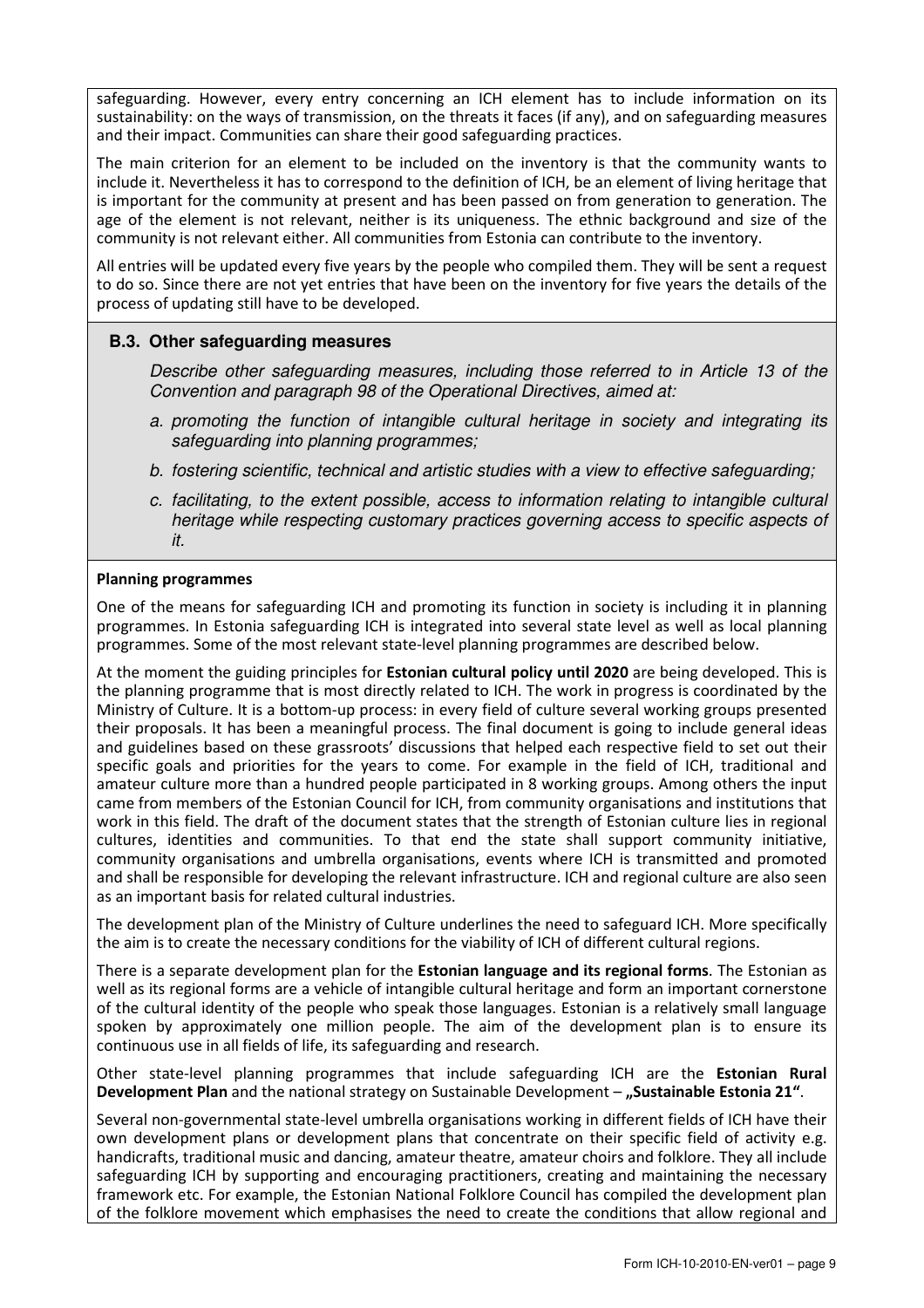safeguarding. However, every entry concerning an ICH element has to include information on its sustainability: on the ways of transmission, on the threats it faces (if any), and on safeguarding measures and their impact. Communities can share their good safeguarding practices.

The main criterion for an element to be included on the inventory is that the community wants to include it. Nevertheless it has to correspond to the definition of ICH, be an element of living heritage that is important for the community at present and has been passed on from generation to generation. The age of the element is not relevant, neither is its uniqueness. The ethnic background and size of the community is not relevant either. All communities from Estonia can contribute to the inventory.

All entries will be updated every five years by the people who compiled them. They will be sent a request to do so. Since there are not yet entries that have been on the inventory for five years the details of the process of updating still have to be developed.

### B.3. Other safeguarding measures

*Describe other safeguarding measures, including those referred to in Article 13 of the Convention and paragraph 98 of the Operational Directives, aimed at:*

*a. promoting the function of intangible cultural heritage in society and integrating its safeguarding into planning programmes;*

*b. fostering scientific, technical and artistic studies with a view to effective safeguarding;*

*c. facilitating, to the extent possible, access to information relating to intangible cultural heritage while respecting customary practices governing access to specific aspects of it.*

**Planning programmes**

One of the means for safeguarding ICH and promoting its function in society is including it in planning programmes. In Estonia safeguarding ICH is integrated into several state level as well as local planning programmes. Some of the most relevant state-level planning programmes are described below.

At the moment the guiding principles for **Estonian cultural policy until 2020** are being developed. This is the planning programme that is most directly related to ICH. The work in progress is coordinated by the Ministry of Culture. It is a bottom-up process: in every field of culture several working groups presented their proposals. It has been a meaningful process. The final document is going to include general ideas and guidelines based on these grassroots' discussions that helped each respective field to set out their specific goals and priorities for the years to come. For example in the field of ICH, traditional and amateur culture more than a hundred people participated in 8 working groups. Among others the input came from members of the Estonian Council for ICH, from community organisations and institutions that work in this field. The draft of the document states that the strength of Estonian culture lies in regional cultures, identities and communities. To that end the state shall support community initiative, community organisations and umbrella organisations, events where ICH is transmitted and promoted and shall be responsible for developing the relevant infrastructure. ICH and regional culture are also seen as an important basis for related cultural industries.

The development plan of the Ministry of Culture underlines the need to safeguard ICH. More specifically the aim is to create the necessary conditions for the viability of ICH of different cultural regions.

There is a separate development plan for the **Estonian language and its regional forms**. The Estonian as well as its regional forms are a vehicle of intangible cultural heritage and form an important cornerstone of the cultural identity of the people who speak those languages. Estonian is a relatively small language spoken by approximately one million people. The aim of the development plan is to ensure its continuous use in all fields of life, its safeguarding and research.

Other state-level planning programmes that include safeguarding ICH are the **Estonian Rural Development Plan** and the national strategy on Sustainable Development – **„Sustainable Estonia 21"**.

Several non-governmental state-level umbrella organisations working in different fields of ICH have their own development plans or development plans that concentrate on their specific field of activity e.g. handicrafts, traditional music and dancing, amateur theatre, amateur choirs and folklore. They all include safeguarding ICH by supporting and encouraging practitioners, creating and maintaining the necessary framework etc. For example, the Estonian National Folklore Council has compiled the development plan of the folklore movement which emphasises the need to create the conditions that allow regional and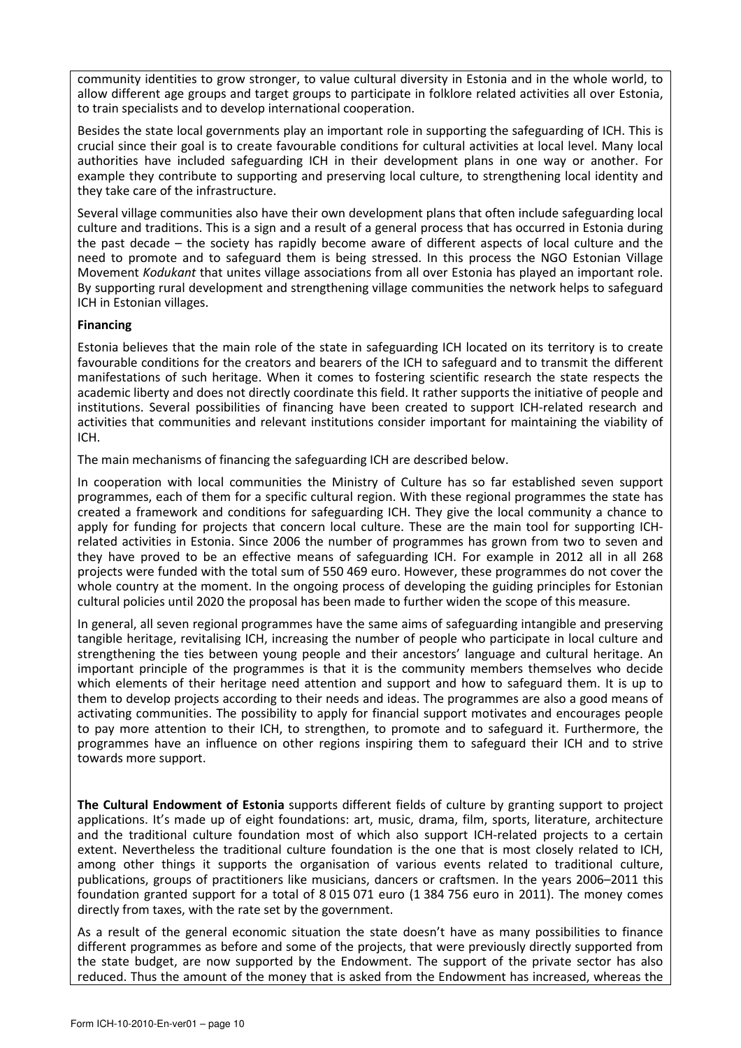community identities to grow stronger, to value cultural diversity in Estonia and in the whole world, to allow different age groups and target groups to participate in folklore related activities all over Estonia, to train specialists and to develop international cooperation.

Besides the state local governments play an important role in supporting the safeguarding of ICH. This is crucial since their goal is to create favourable conditions for cultural activities at local level. Many local authorities have included safeguarding ICH in their development plans in one way or another. For example they contribute to supporting and preserving local culture, to strengthening local identity and they take care of the infrastructure.

Several village communities also have their own development plans that often include safeguarding local culture and traditions. This is a sign and a result of a general process that has occurred in Estonia during the past decade – the society has rapidly become aware of different aspects of local culture and the need to promote and to safeguard them is being stressed. In this process the NGO Estonian Village Movement *Kodukant* that unites village associations from all over Estonia has played an important role. By supporting rural development and strengthening village communities the network helps to safeguard ICH in Estonian villages.

**Financing**

Estonia believes that the main role of the state in safeguarding ICH located on its territory is to create favourable conditions for the creators and bearers of the ICH to safeguard and to transmit the different manifestations of such heritage. When it comes to fostering scientific research the state respects the academic liberty and does not directly coordinate this field. It rather supports the initiative of people and institutions. Several possibilities of financing have been created to support ICH-related research and activities that communities and relevant institutions consider important for maintaining the viability of ICH.

The main mechanisms of financing the safeguarding ICH are described below.

In cooperation with local communities the Ministry of Culture has so far established seven support programmes, each of them for a specific cultural region. With these regional programmes the state has created a framework and conditions for safeguarding ICH. They give the local community a chance to apply for funding for projects that concern local culture. These are the main tool for supporting ICH-related activities in Estonia. Since 2006 the number of programmes has grown from two to seven and they have proved to be an effective means of safeguarding ICH. For example in 2012 all in all 268 projects were funded with the total sum of 550 469 euro. However, these programmes do not cover the whole country at the moment. In the ongoing process of developing the guiding principles for Estonian cultural policies until 2020 the proposal has been made to further widen the scope of this measure.

In general, all seven regional programmes have the same aims of safeguarding intangible and preserving tangible heritage, revitalising ICH, increasing the number of people who participate in local culture and strengthening the ties between young people and their ancestors' language and cultural heritage. An important principle of the programmes is that it is the community members themselves who decide which elements of their heritage need attention and support and how to safeguard them. It is up to them to develop projects according to their needs and ideas. The programmes are also a good means of activating communities. The possibility to apply for financial support motivates and encourages people to pay more attention to their ICH, to strengthen, to promote and to safeguard it. Furthermore, the programmes have an influence on other regions inspiring them to safeguard their ICH and to strive towards more support.

**The Cultural Endowment of Estonia** supports different fields of culture by granting support to project applications. It's made up of eight foundations: art, music, drama, film, sports, literature, architecture and the traditional culture foundation most of which also support ICH-related projects to a certain extent. Nevertheless the traditional culture foundation is the one that is most closely related to ICH, among other things it supports the organisation of various events related to traditional culture, publications, groups of practitioners like musicians, dancers or craftsmen. In the years 2006–2011 this foundation granted support for a total of 8 015 071 euro (1 384 756 euro in 2011). The money comes directly from taxes, with the rate set by the government.

As a result of the general economic situation the state doesn't have as many possibilities to finance different programmes as before and some of the projects, that were previously directly supported from the state budget, are now supported by the Endowment. The support of the private sector has also reduced. Thus the amount of the money that is asked from the Endowment has increased, whereas the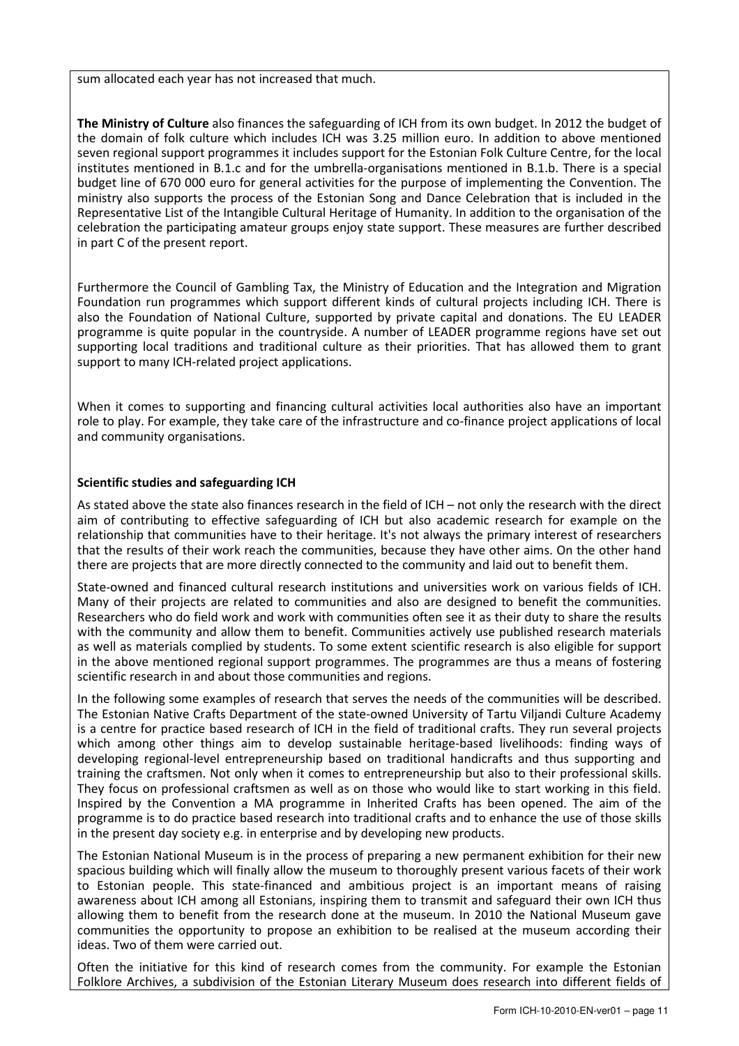sum allocated each year has not increased that much.

**The Ministry of Culture** also finances the safeguarding of ICH from its own budget. In 2012 the budget of the domain of folk culture which includes ICH was 3.25 million euro. In addition to above mentioned seven regional support programmes it includes support for the Estonian Folk Culture Centre, for the local institutes mentioned in B.1.c and for the umbrella-organisations mentioned in B.1.b. There is a special budget line of 670 000 euro for general activities for the purpose of implementing the Convention. The ministry also supports the process of the Estonian Song and Dance Celebration that is included in the Representative List of the Intangible Cultural Heritage of Humanity. In addition to the organisation of the celebration the participating amateur groups enjoy state support. These measures are further described in part C of the present report.

Furthermore the Council of Gambling Tax, the Ministry of Education and the Integration and Migration Foundation run programmes which support different kinds of cultural projects including ICH. There is also the Foundation of National Culture, supported by private capital and donations. The EU LEADER programme is quite popular in the countryside. A number of LEADER programme regions have set out supporting local traditions and traditional culture as their priorities. That has allowed them to grant support to many ICH-related project applications.

When it comes to supporting and financing cultural activities local authorities also have an important role to play. For example, they take care of the infrastructure and co-finance project applications of local and community organisations.

**Scientific studies and safeguarding ICH**

As stated above the state also finances research in the field of ICH – not only the research with the direct aim of contributing to effective safeguarding of ICH but also academic research for example on the relationship that communities have to their heritage. It's not always the primary interest of researchers that the results of their work reach the communities, because they have other aims. On the other hand there are projects that are more directly connected to the community and laid out to benefit them.

State-owned and financed cultural research institutions and universities work on various fields of ICH. Many of their projects are related to communities and also are designed to benefit the communities. Researchers who do field work and work with communities often see it as their duty to share the results with the community and allow them to benefit. Communities actively use published research materials as well as materials complied by students. To some extent scientific research is also eligible for support in the above mentioned regional support programmes. The programmes are thus a means of fostering scientific research in and about those communities and regions.

In the following some examples of research that serves the needs of the communities will be described. The Estonian Native Crafts Department of the state-owned University of Tartu Viljandi Culture Academy is a centre for practice based research of ICH in the field of traditional crafts. They run several projects which among other things aim to develop sustainable heritage-based livelihoods: finding ways of developing regional-level entrepreneurship based on traditional handicrafts and thus supporting and training the craftsmen. Not only when it comes to entrepreneurship but also to their professional skills. They focus on professional craftsmen as well as on those who would like to start working in this field. Inspired by the Convention a MA programme in Inherited Crafts has been opened. The aim of the programme is to do practice based research into traditional crafts and to enhance the use of those skills in the present day society e.g. in enterprise and by developing new products.

The Estonian National Museum is in the process of preparing a new permanent exhibition for their new spacious building which will finally allow the museum to thoroughly present various facets of their work to Estonian people. This state-financed and ambitious project is an important means of raising awareness about ICH among all Estonians, inspiring them to transmit and safeguard their own ICH thus allowing them to benefit from the research done at the museum. In 2010 the National Museum gave communities the opportunity to propose an exhibition to be realised at the museum according their ideas. Two of them were carried out.

Often the initiative for this kind of research comes from the community. For example the Estonian Folklore Archives, a subdivision of the Estonian Literary Museum does research into different fields of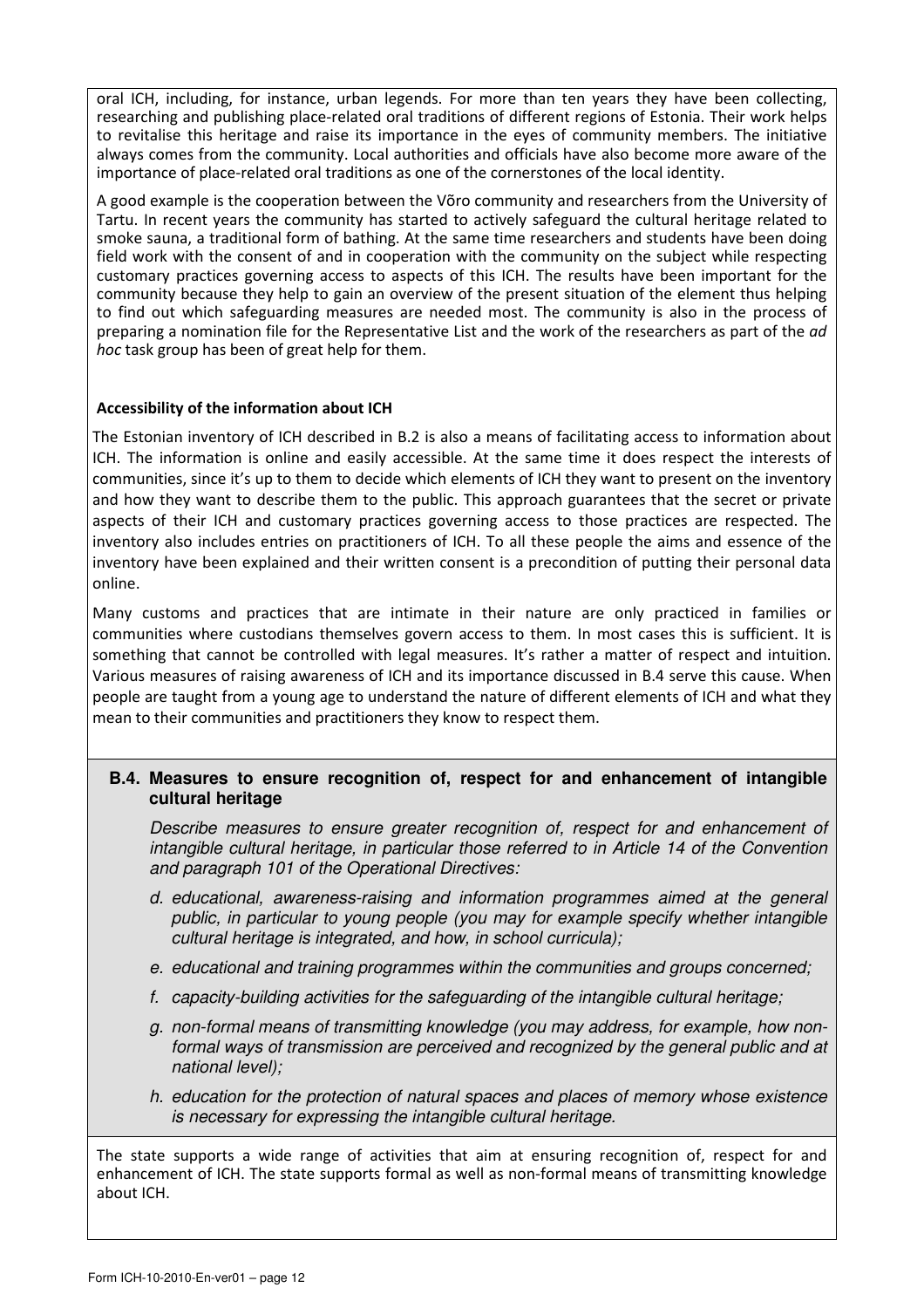oral ICH, including, for instance, urban legends. For more than ten years they have been collecting, researching and publishing place-related oral traditions of different regions of Estonia. Their work helps to revitalise this heritage and raise its importance in the eyes of community members. The initiative always comes from the community. Local authorities and officials have also become more aware of the importance of place-related oral traditions as one of the cornerstones of the local identity.

A good example is the cooperation between the Võro community and researchers from the University of Tartu. In recent years the community has started to actively safeguard the cultural heritage related to smoke sauna, a traditional form of bathing. At the same time researchers and students have been doing field work with the consent of and in cooperation with the community on the subject while respecting customary practices governing access to aspects of this ICH. The results have been important for the community because they help to gain an overview of the present situation of the element thus helping to find out which safeguarding measures are needed most. The community is also in the process of preparing a nomination file for the Representative List and the work of the researchers as part of the *ad hoc* task group has been of great help for them.

**Accessibility of the information about ICH**

The Estonian inventory of ICH described in B.2 is also a means of facilitating access to information about ICH. The information is online and easily accessible. At the same time it does respect the interests of communities, since it's up to them to decide which elements of ICH they want to present on the inventory and how they want to describe them to the public. This approach guarantees that the secret or private aspects of their ICH and customary practices governing access to those practices are respected. The inventory also includes entries on practitioners of ICH. To all these people the aims and essence of the inventory have been explained and their written consent is a precondition of putting their personal data online.

Many customs and practices that are intimate in their nature are only practiced in families or communities where custodians themselves govern access to them. In most cases this is sufficient. It is something that cannot be controlled with legal measures. It's rather a matter of respect and intuition. Various measures of raising awareness of ICH and its importance discussed in B.4 serve this cause. When people are taught from a young age to understand the nature of different elements of ICH and what they mean to their communities and practitioners they know to respect them.

### B.4. Measures to ensure recognition of, respect for and enhancement of intangible cultural heritage

*Describe measures to ensure greater recognition of, respect for and enhancement of intangible cultural heritage, in particular those referred to in Article 14 of the Convention and paragraph 101 of the Operational Directives:*

- *d. educational, awareness-raising and information programmes aimed at the general public, in particular to young people (you may for example specify whether intangible cultural heritage is integrated, and how, in school curricula);*
- *e. educational and training programmes within the communities and groups concerned;*
- *f. capacity-building activities for the safeguarding of the intangible cultural heritage;*
- *g. non-formal means of transmitting knowledge (you may address, for example, how non-formal ways of transmission are perceived and recognized by the general public and at national level);*
- *h. education for the protection of natural spaces and places of memory whose existence is necessary for expressing the intangible cultural heritage.*

The state supports a wide range of activities that aim at ensuring recognition of, respect for and enhancement of ICH. The state supports formal as well as non-formal means of transmitting knowledge about ICH.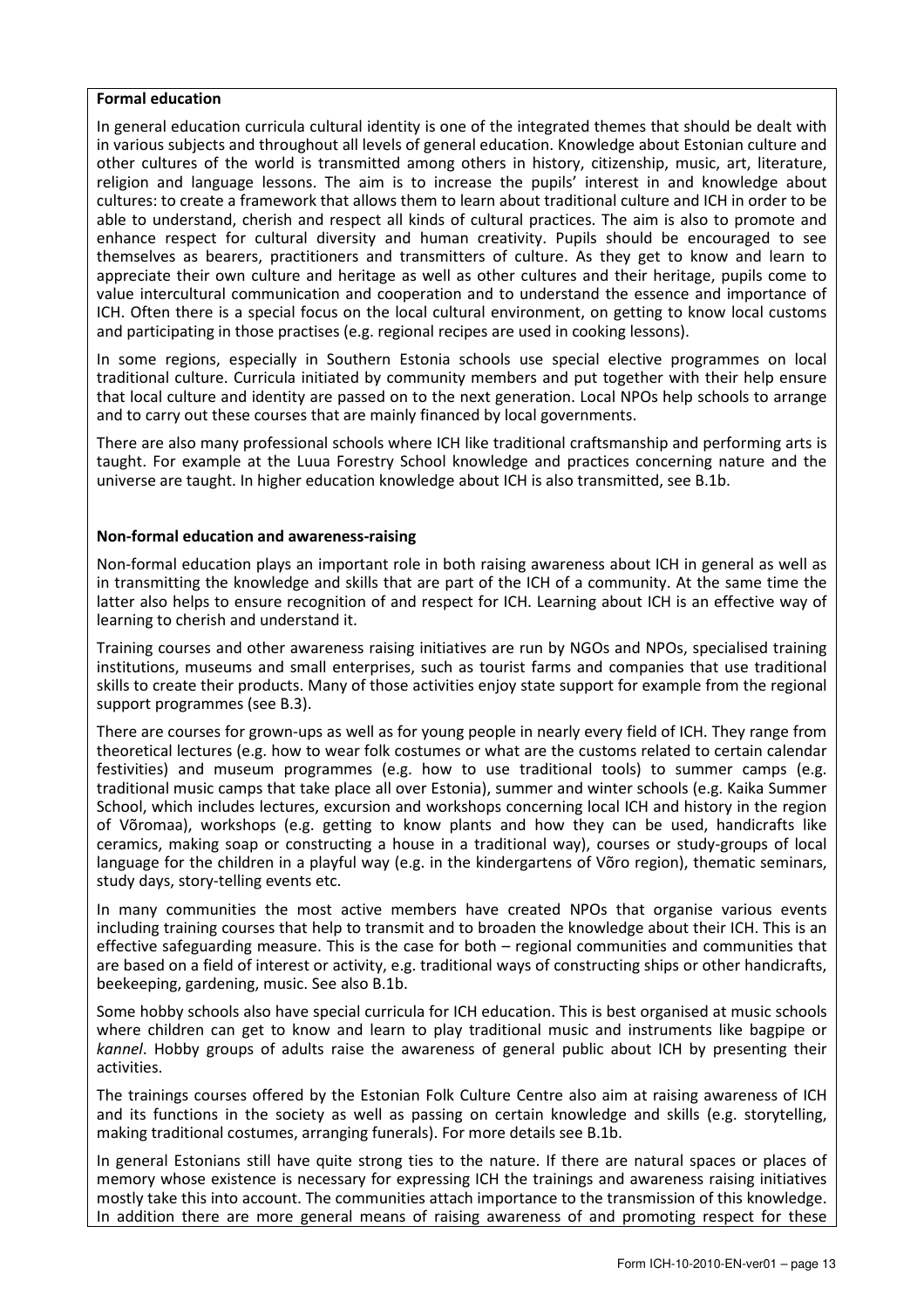**Formal education**

In general education curricula cultural identity is one of the integrated themes that should be dealt with in various subjects and throughout all levels of general education. Knowledge about Estonian culture and other cultures of the world is transmitted among others in history, citizenship, music, art, literature, religion and language lessons. The aim is to increase the pupils' interest in and knowledge about cultures: to create a framework that allows them to learn about traditional culture and ICH in order to be able to understand, cherish and respect all kinds of cultural practices. The aim is also to promote and enhance respect for cultural diversity and human creativity. Pupils should be encouraged to see themselves as bearers, practitioners and transmitters of culture. As they get to know and learn to appreciate their own culture and heritage as well as other cultures and their heritage, pupils come to value intercultural communication and cooperation and to understand the essence and importance of ICH. Often there is a special focus on the local cultural environment, on getting to know local customs and participating in those practises (e.g. regional recipes are used in cooking lessons).

In some regions, especially in Southern Estonia schools use special elective programmes on local traditional culture. Curricula initiated by community members and put together with their help ensure that local culture and identity are passed on to the next generation. Local NPOs help schools to arrange and to carry out these courses that are mainly financed by local governments.

There are also many professional schools where ICH like traditional craftsmanship and performing arts is taught. For example at the Luua Forestry School knowledge and practices concerning nature and the universe are taught. In higher education knowledge about ICH is also transmitted, see B.1b.

**Non-formal education and awareness-raising**

Non-formal education plays an important role in both raising awareness about ICH in general as well as in transmitting the knowledge and skills that are part of the ICH of a community. At the same time the latter also helps to ensure recognition of and respect for ICH. Learning about ICH is an effective way of learning to cherish and understand it.

Training courses and other awareness raising initiatives are run by NGOs and NPOs, specialised training institutions, museums and small enterprises, such as tourist farms and companies that use traditional skills to create their products. Many of those activities enjoy state support for example from the regional support programmes (see B.3).

There are courses for grown-ups as well as for young people in nearly every field of ICH. They range from theoretical lectures (e.g. how to wear folk costumes or what are the customs related to certain calendar festivities) and museum programmes (e.g. how to use traditional tools) to summer camps (e.g. traditional music camps that take place all over Estonia), summer and winter schools (e.g. Kaika Summer School, which includes lectures, excursion and workshops concerning local ICH and history in the region of Võromaa), workshops (e.g. getting to know plants and how they can be used, handicrafts like ceramics, making soap or constructing a house in a traditional way), courses or study-groups of local language for the children in a playful way (e.g. in the kindergartens of Võro region), thematic seminars, study days, story-telling events etc.

In many communities the most active members have created NPOs that organise various events including training courses that help to transmit and to broaden the knowledge about their ICH. This is an effective safeguarding measure. This is the case for both – regional communities and communities that are based on a field of interest or activity, e.g. traditional ways of constructing ships or other handicrafts, beekeeping, gardening, music. See also B.1b.

Some hobby schools also have special curricula for ICH education. This is best organised at music schools where children can get to know and learn to play traditional music and instruments like bagpipe or *kannel*. Hobby groups of adults raise the awareness of general public about ICH by presenting their activities.

The trainings courses offered by the Estonian Folk Culture Centre also aim at raising awareness of ICH and its functions in the society as well as passing on certain knowledge and skills (e.g. storytelling, making traditional costumes, arranging funerals). For more details see B.1b.

In general Estonians still have quite strong ties to the nature. If there are natural spaces or places of memory whose existence is necessary for expressing ICH the trainings and awareness raising initiatives mostly take this into account. The communities attach importance to the transmission of this knowledge. In addition there are more general means of raising awareness of and promoting respect for these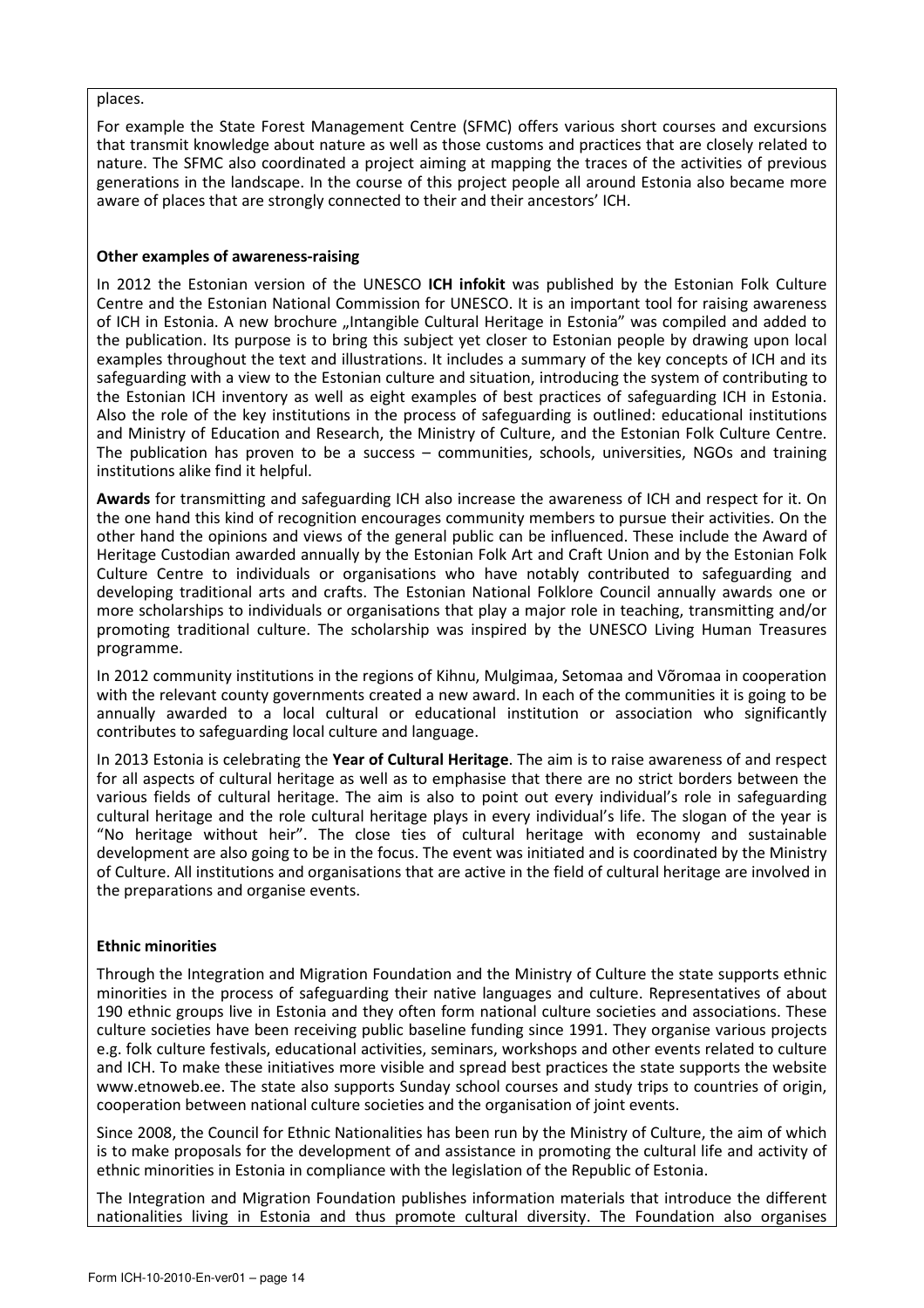places.

For example the State Forest Management Centre (SFMC) offers various short courses and excursions that transmit knowledge about nature as well as those customs and practices that are closely related to nature. The SFMC also coordinated a project aiming at mapping the traces of the activities of previous generations in the landscape. In the course of this project people all around Estonia also became more aware of places that are strongly connected to their and their ancestors' ICH.

**Other examples of awareness-raising**

In 2012 the Estonian version of the UNESCO **ICH infokit** was published by the Estonian Folk Culture Centre and the Estonian National Commission for UNESCO. It is an important tool for raising awareness of ICH in Estonia. A new brochure „Intangible Cultural Heritage in Estonia" was compiled and added to the publication. Its purpose is to bring this subject yet closer to Estonian people by drawing upon local examples throughout the text and illustrations. It includes a summary of the key concepts of ICH and its safeguarding with a view to the Estonian culture and situation, introducing the system of contributing to the Estonian ICH inventory as well as eight examples of best practices of safeguarding ICH in Estonia. Also the role of the key institutions in the process of safeguarding is outlined: educational institutions and Ministry of Education and Research, the Ministry of Culture, and the Estonian Folk Culture Centre. The publication has proven to be a success – communities, schools, universities, NGOs and training institutions alike find it helpful.

**Awards** for transmitting and safeguarding ICH also increase the awareness of ICH and respect for it. On the one hand this kind of recognition encourages community members to pursue their activities. On the other hand the opinions and views of the general public can be influenced. These include the Award of Heritage Custodian awarded annually by the Estonian Folk Art and Craft Union and by the Estonian Folk Culture Centre to individuals or organisations who have notably contributed to safeguarding and developing traditional arts and crafts. The Estonian National Folklore Council annually awards one or more scholarships to individuals or organisations that play a major role in teaching, transmitting and/or promoting traditional culture. The scholarship was inspired by the UNESCO Living Human Treasures programme.

In 2012 community institutions in the regions of Kihnu, Mulgimaa, Setomaa and Võromaa in cooperation with the relevant county governments created a new award. In each of the communities it is going to be annually awarded to a local cultural or educational institution or association who significantly contributes to safeguarding local culture and language.

In 2013 Estonia is celebrating the **Year of Cultural Heritage**. The aim is to raise awareness of and respect for all aspects of cultural heritage as well as to emphasise that there are no strict borders between the various fields of cultural heritage. The aim is also to point out every individual's role in safeguarding cultural heritage and the role cultural heritage plays in every individual's life. The slogan of the year is "No heritage without heir". The close ties of cultural heritage with economy and sustainable development are also going to be in the focus. The event was initiated and is coordinated by the Ministry of Culture. All institutions and organisations that are active in the field of cultural heritage are involved in the preparations and organise events.

**Ethnic minorities**

Through the Integration and Migration Foundation and the Ministry of Culture the state supports ethnic minorities in the process of safeguarding their native languages and culture. Representatives of about 190 ethnic groups live in Estonia and they often form national culture societies and associations. These culture societies have been receiving public baseline funding since 1991. They organise various projects e.g. folk culture festivals, educational activities, seminars, workshops and other events related to culture and ICH. To make these initiatives more visible and spread best practices the state supports the website www.etnoweb.ee. The state also supports Sunday school courses and study trips to countries of origin, cooperation between national culture societies and the organisation of joint events.

Since 2008, the Council for Ethnic Nationalities has been run by the Ministry of Culture, the aim of which is to make proposals for the development of and assistance in promoting the cultural life and activity of ethnic minorities in Estonia in compliance with the legislation of the Republic of Estonia.

The Integration and Migration Foundation publishes information materials that introduce the different nationalities living in Estonia and thus promote cultural diversity. The Foundation also organises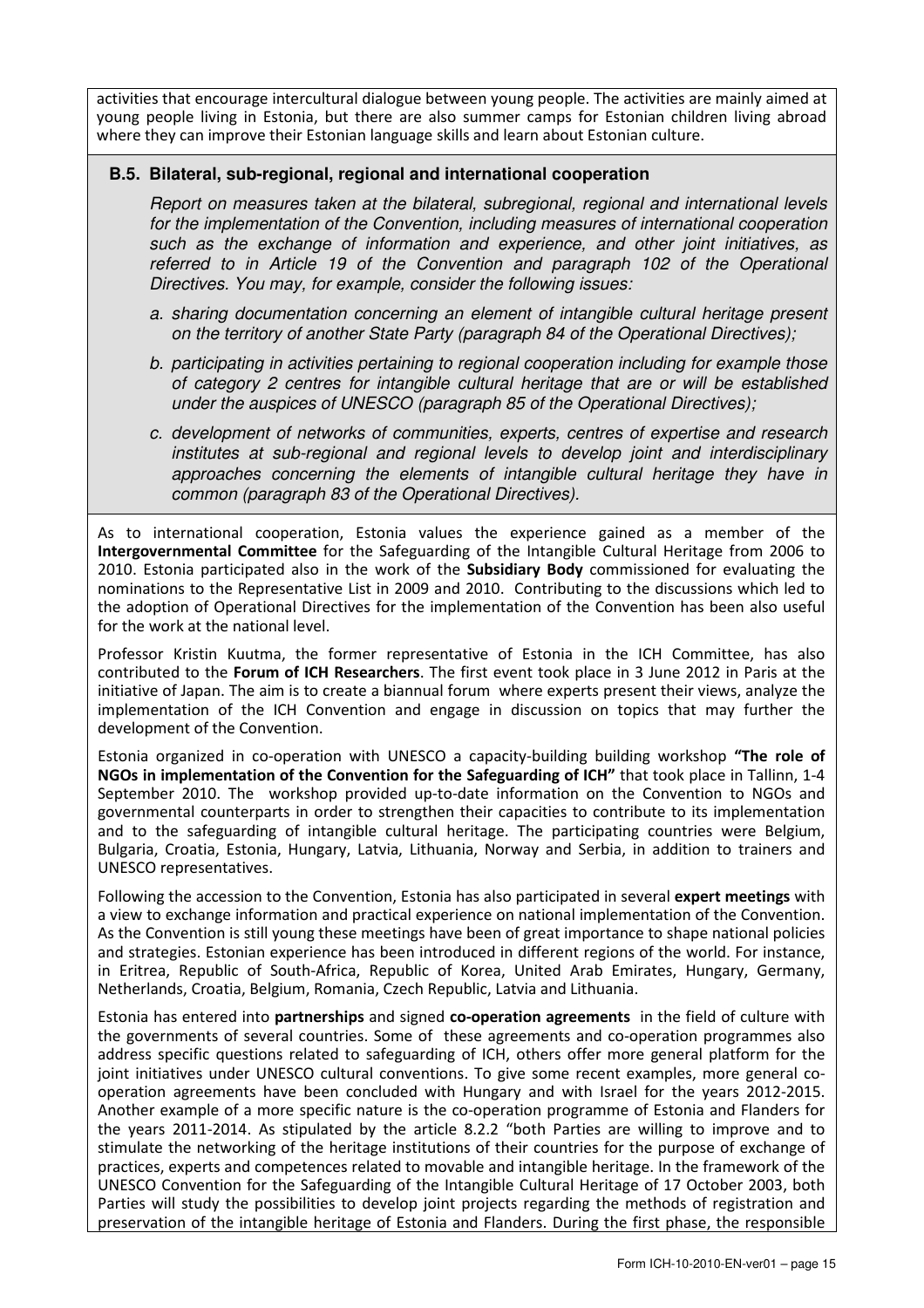activities that encourage intercultural dialogue between young people. The activities are mainly aimed at young people living in Estonia, but there are also summer camps for Estonian children living abroad where they can improve their Estonian language skills and learn about Estonian culture.

### B.5. Bilateral, sub-regional, regional and international cooperation

*Report on measures taken at the bilateral, subregional, regional and international levels for the implementation of the Convention, including measures of international cooperation such as the exchange of information and experience, and other joint initiatives, as referred to in Article 19 of the Convention and paragraph 102 of the Operational Directives. You may, for example, consider the following issues:*

*a. sharing documentation concerning an element of intangible cultural heritage present on the territory of another State Party (paragraph 84 of the Operational Directives);*

*b. participating in activities pertaining to regional cooperation including for example those of category 2 centres for intangible cultural heritage that are or will be established under the auspices of UNESCO (paragraph 85 of the Operational Directives);*

*c. development of networks of communities, experts, centres of expertise and research institutes at sub-regional and regional levels to develop joint and interdisciplinary approaches concerning the elements of intangible cultural heritage they have in common (paragraph 83 of the Operational Directives).*

As to international cooperation, Estonia values the experience gained as a member of the **Intergovernmental Committee** for the Safeguarding of the Intangible Cultural Heritage from 2006 to 2010. Estonia participated also in the work of the **Subsidiary Body** commissioned for evaluating the nominations to the Representative List in 2009 and 2010. Contributing to the discussions which led to the adoption of Operational Directives for the implementation of the Convention has been also useful for the work at the national level.

Professor Kristin Kuutma, the former representative of Estonia in the ICH Committee, has also contributed to the **Forum of ICH Researchers**. The first event took place in 3 June 2012 in Paris at the initiative of Japan. The aim is to create a biannual forum where experts present their views, analyze the implementation of the ICH Convention and engage in discussion on topics that may further the development of the Convention.

Estonia organized in co-operation with UNESCO a capacity-building building workshop **"The role of NGOs in implementation of the Convention for the Safeguarding of ICH"** that took place in Tallinn, 1-4 September 2010. The workshop provided up-to-date information on the Convention to NGOs and governmental counterparts in order to strengthen their capacities to contribute to its implementation and to the safeguarding of intangible cultural heritage. The participating countries were Belgium, Bulgaria, Croatia, Estonia, Hungary, Latvia, Lithuania, Norway and Serbia, in addition to trainers and UNESCO representatives.

Following the accession to the Convention, Estonia has also participated in several **expert meetings** with a view to exchange information and practical experience on national implementation of the Convention. As the Convention is still young these meetings have been of great importance to shape national policies and strategies. Estonian experience has been introduced in different regions of the world. For instance, in Eritrea, Republic of South-Africa, Republic of Korea, United Arab Emirates, Hungary, Germany, Netherlands, Croatia, Belgium, Romania, Czech Republic, Latvia and Lithuania.

Estonia has entered into **partnerships** and signed **co-operation agreements** in the field of culture with the governments of several countries. Some of these agreements and co-operation programmes also address specific questions related to safeguarding of ICH, others offer more general platform for the joint initiatives under UNESCO cultural conventions. To give some recent examples, more general co-operation agreements have been concluded with Hungary and with Israel for the years 2012-2015. Another example of a more specific nature is the co-operation programme of Estonia and Flanders for the years 2011-2014. As stipulated by the article 8.2.2 "both Parties are willing to improve and to stimulate the networking of the heritage institutions of their countries for the purpose of exchange of practices, experts and competences related to movable and intangible heritage. In the framework of the UNESCO Convention for the Safeguarding of the Intangible Cultural Heritage of 17 October 2003, both Parties will study the possibilities to develop joint projects regarding the methods of registration and preservation of the intangible heritage of Estonia and Flanders. During the first phase, the responsible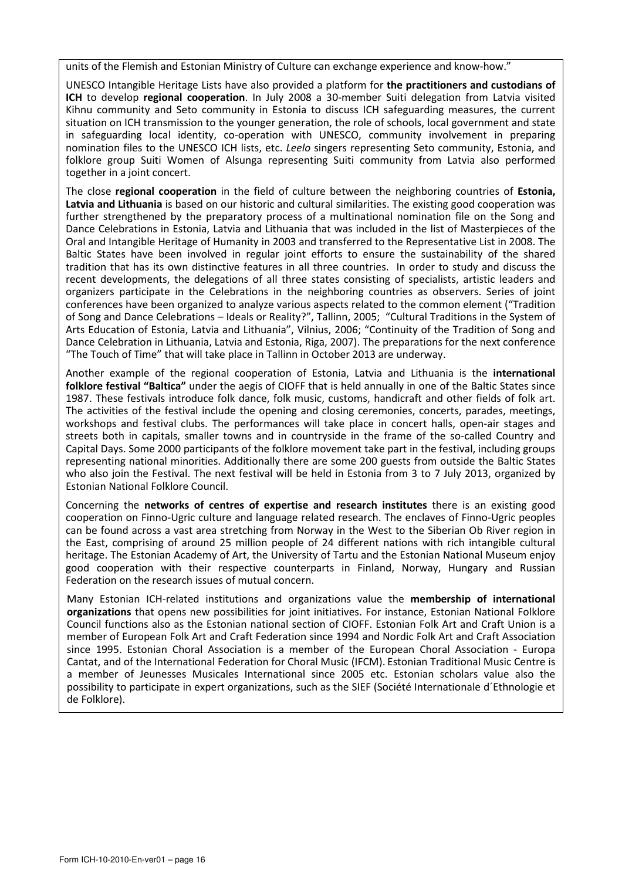units of the Flemish and Estonian Ministry of Culture can exchange experience and know-how."

UNESCO Intangible Heritage Lists have also provided a platform for **the practitioners and custodians of ICH** to develop **regional cooperation**. In July 2008 a 30-member Suiti delegation from Latvia visited Kihnu community and Seto community in Estonia to discuss ICH safeguarding measures, the current situation on ICH transmission to the younger generation, the role of schools, local government and state in safeguarding local identity, co-operation with UNESCO, community involvement in preparing nomination files to the UNESCO ICH lists, etc. *Leelo* singers representing Seto community, Estonia, and folklore group Suiti Women of Alsunga representing Suiti community from Latvia also performed together in a joint concert.

The close **regional cooperation** in the field of culture between the neighboring countries of **Estonia, Latvia and Lithuania** is based on our historic and cultural similarities. The existing good cooperation was further strengthened by the preparatory process of a multinational nomination file on the Song and Dance Celebrations in Estonia, Latvia and Lithuania that was included in the list of Masterpieces of the Oral and Intangible Heritage of Humanity in 2003 and transferred to the Representative List in 2008. The Baltic States have been involved in regular joint efforts to ensure the sustainability of the shared tradition that has its own distinctive features in all three countries. In order to study and discuss the recent developments, the delegations of all three states consisting of specialists, artistic leaders and organizers participate in the Celebrations in the neighboring countries as observers. Series of joint conferences have been organized to analyze various aspects related to the common element ("Tradition of Song and Dance Celebrations – Ideals or Reality?", Tallinn, 2005; "Cultural Traditions in the System of Arts Education of Estonia, Latvia and Lithuania", Vilnius, 2006; "Continuity of the Tradition of Song and Dance Celebration in Lithuania, Latvia and Estonia, Riga, 2007). The preparations for the next conference "The Touch of Time" that will take place in Tallinn in October 2013 are underway.

Another example of the regional cooperation of Estonia, Latvia and Lithuania is the **international folklore festival "Baltica"** under the aegis of CIOFF that is held annually in one of the Baltic States since 1987. These festivals introduce folk dance, folk music, customs, handicraft and other fields of folk art. The activities of the festival include the opening and closing ceremonies, concerts, parades, meetings, workshops and festival clubs. The performances will take place in concert halls, open-air stages and streets both in capitals, smaller towns and in countryside in the frame of the so-called Country and Capital Days. Some 2000 participants of the folklore movement take part in the festival, including groups representing national minorities. Additionally there are some 200 guests from outside the Baltic States who also join the Festival. The next festival will be held in Estonia from 3 to 7 July 2013, organized by Estonian National Folklore Council.

Concerning the **networks of centres of expertise and research institutes** there is an existing good cooperation on Finno-Ugric culture and language related research. The enclaves of Finno-Ugric peoples can be found across a vast area stretching from Norway in the West to the Siberian Ob River region in the East, comprising of around 25 million people of 24 different nations with rich intangible cultural heritage. The Estonian Academy of Art, the University of Tartu and the Estonian National Museum enjoy good cooperation with their respective counterparts in Finland, Norway, Hungary and Russian Federation on the research issues of mutual concern.

Many Estonian ICH-related institutions and organizations value the **membership of international organizations** that opens new possibilities for joint initiatives. For instance, Estonian National Folklore Council functions also as the Estonian national section of CIOFF. Estonian Folk Art and Craft Union is a member of European Folk Art and Craft Federation since 1994 and Nordic Folk Art and Craft Association since 1995. Estonian Choral Association is a member of the European Choral Association - Europa Cantat, and of the International Federation for Choral Music (IFCM). Estonian Traditional Music Centre is a member of Jeunesses Musicales International since 2005 etc. Estonian scholars value also the possibility to participate in expert organizations, such as the SIEF (Société Internationale d´Ethnologie et de Folklore).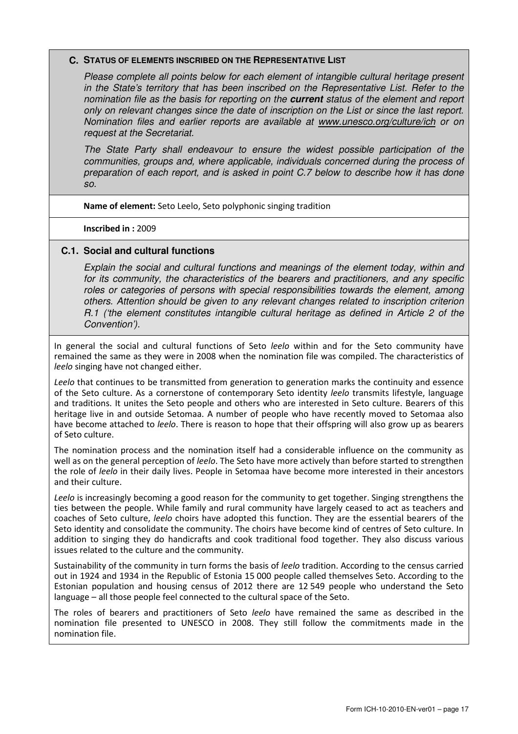## C. STATUS OF ELEMENTS INSCRIBED ON THE REPRESENTATIVE LIST

*Please complete all points below for each element of intangible cultural heritage present in the State's territory that has been inscribed on the Representative List. Refer to the nomination file as the basis for reporting on the* ***current*** *status of the element and report only on relevant changes since the date of inscription on the List or since the last report. Nomination files and earlier reports are available at www.unesco.org/culture/ich or on request at the Secretariat.*

*The State Party shall endeavour to ensure the widest possible participation of the communities, groups and, where applicable, individuals concerned during the process of preparation of each report, and is asked in point C.7 below to describe how it has done so.*

**Name of element:** Seto Leelo, Seto polyphonic singing tradition

**Inscribed in :** 2009

### C.1. Social and cultural functions

*Explain the social and cultural functions and meanings of the element today, within and for its community, the characteristics of the bearers and practitioners, and any specific roles or categories of persons with special responsibilities towards the element, among others. Attention should be given to any relevant changes related to inscription criterion R.1 ('the element constitutes intangible cultural heritage as defined in Article 2 of the Convention').*

In general the social and cultural functions of Seto *leelo* within and for the Seto community have remained the same as they were in 2008 when the nomination file was compiled. The characteristics of *leelo* singing have not changed either.

*Leelo* that continues to be transmitted from generation to generation marks the continuity and essence of the Seto culture. As a cornerstone of contemporary Seto identity *leelo* transmits lifestyle, language and traditions. It unites the Seto people and others who are interested in Seto culture. Bearers of this heritage live in and outside Setomaa. A number of people who have recently moved to Setomaa also have become attached to *leelo*. There is reason to hope that their offspring will also grow up as bearers of Seto culture.

The nomination process and the nomination itself had a considerable influence on the community as well as on the general perception of *leelo*. The Seto have more actively than before started to strengthen the role of *leelo* in their daily lives. People in Setomaa have become more interested in their ancestors and their culture.

*Leelo* is increasingly becoming a good reason for the community to get together. Singing strengthens the ties between the people. While family and rural community have largely ceased to act as teachers and coaches of Seto culture, *leelo* choirs have adopted this function. They are the essential bearers of the Seto identity and consolidate the community. The choirs have become kind of centres of Seto culture. In addition to singing they do handicrafts and cook traditional food together. They also discuss various issues related to the culture and the community.

Sustainability of the community in turn forms the basis of *leelo* tradition. According to the census carried out in 1924 and 1934 in the Republic of Estonia 15 000 people called themselves Seto. According to the Estonian population and housing census of 2012 there are 12 549 people who understand the Seto language – all those people feel connected to the cultural space of the Seto.

The roles of bearers and practitioners of Seto *leelo* have remained the same as described in the nomination file presented to UNESCO in 2008. They still follow the commitments made in the nomination file.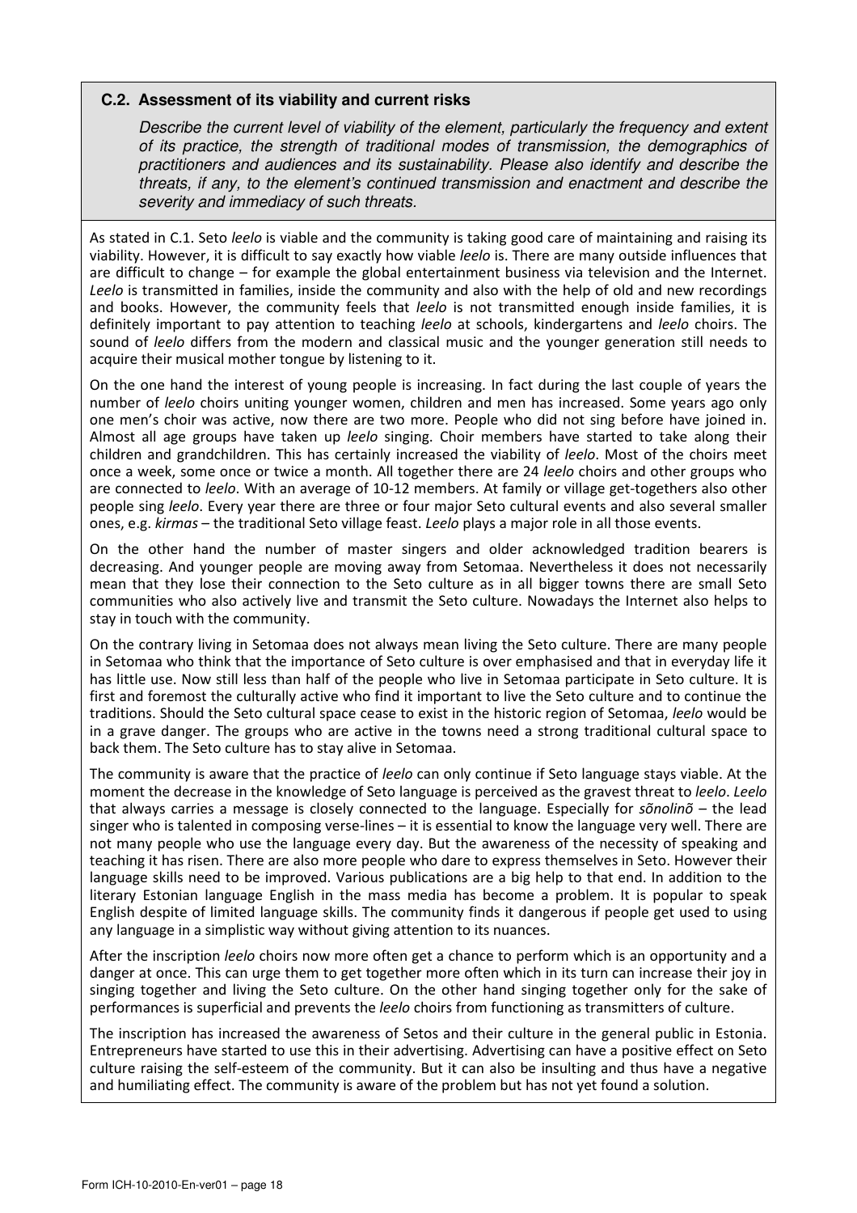## C.2. Assessment of its viability and current risks

*Describe the current level of viability of the element, particularly the frequency and extent of its practice, the strength of traditional modes of transmission, the demographics of practitioners and audiences and its sustainability. Please also identify and describe the threats, if any, to the element's continued transmission and enactment and describe the severity and immediacy of such threats.*

As stated in C.1. Seto *leelo* is viable and the community is taking good care of maintaining and raising its viability. However, it is difficult to say exactly how viable *leelo* is. There are many outside influences that are difficult to change – for example the global entertainment business via television and the Internet. *Leelo* is transmitted in families, inside the community and also with the help of old and new recordings and books. However, the community feels that *leelo* is not transmitted enough inside families, it is definitely important to pay attention to teaching *leelo* at schools, kindergartens and *leelo* choirs. The sound of *leelo* differs from the modern and classical music and the younger generation still needs to acquire their musical mother tongue by listening to it.

On the one hand the interest of young people is increasing. In fact during the last couple of years the number of *leelo* choirs uniting younger women, children and men has increased. Some years ago only one men's choir was active, now there are two more. People who did not sing before have joined in. Almost all age groups have taken up *leelo* singing. Choir members have started to take along their children and grandchildren. This has certainly increased the viability of *leelo*. Most of the choirs meet once a week, some once or twice a month. All together there are 24 *leelo* choirs and other groups who are connected to *leelo*. With an average of 10-12 members. At family or village get-togethers also other people sing *leelo*. Every year there are three or four major Seto cultural events and also several smaller ones, e.g. *kirmas* – the traditional Seto village feast. *Leelo* plays a major role in all those events.

On the other hand the number of master singers and older acknowledged tradition bearers is decreasing. And younger people are moving away from Setomaa. Nevertheless it does not necessarily mean that they lose their connection to the Seto culture as in all bigger towns there are small Seto communities who also actively live and transmit the Seto culture. Nowadays the Internet also helps to stay in touch with the community.

On the contrary living in Setomaa does not always mean living the Seto culture. There are many people in Setomaa who think that the importance of Seto culture is over emphasised and that in everyday life it has little use. Now still less than half of the people who live in Setomaa participate in Seto culture. It is first and foremost the culturally active who find it important to live the Seto culture and to continue the traditions. Should the Seto cultural space cease to exist in the historic region of Setomaa, *leelo* would be in a grave danger. The groups who are active in the towns need a strong traditional cultural space to back them. The Seto culture has to stay alive in Setomaa.

The community is aware that the practice of *leelo* can only continue if Seto language stays viable. At the moment the decrease in the knowledge of Seto language is perceived as the gravest threat to *leelo*. *Leelo* that always carries a message is closely connected to the language. Especially for *sõnolinõ* – the lead singer who is talented in composing verse-lines – it is essential to know the language very well. There are not many people who use the language every day. But the awareness of the necessity of speaking and teaching it has risen. There are also more people who dare to express themselves in Seto. However their language skills need to be improved. Various publications are a big help to that end. In addition to the literary Estonian language English in the mass media has become a problem. It is popular to speak English despite of limited language skills. The community finds it dangerous if people get used to using any language in a simplistic way without giving attention to its nuances.

After the inscription *leelo* choirs now more often get a chance to perform which is an opportunity and a danger at once. This can urge them to get together more often which in its turn can increase their joy in singing together and living the Seto culture. On the other hand singing together only for the sake of performances is superficial and prevents the *leelo* choirs from functioning as transmitters of culture.

The inscription has increased the awareness of Setos and their culture in the general public in Estonia. Entrepreneurs have started to use this in their advertising. Advertising can have a positive effect on Seto culture raising the self-esteem of the community. But it can also be insulting and thus have a negative and humiliating effect. The community is aware of the problem but has not yet found a solution.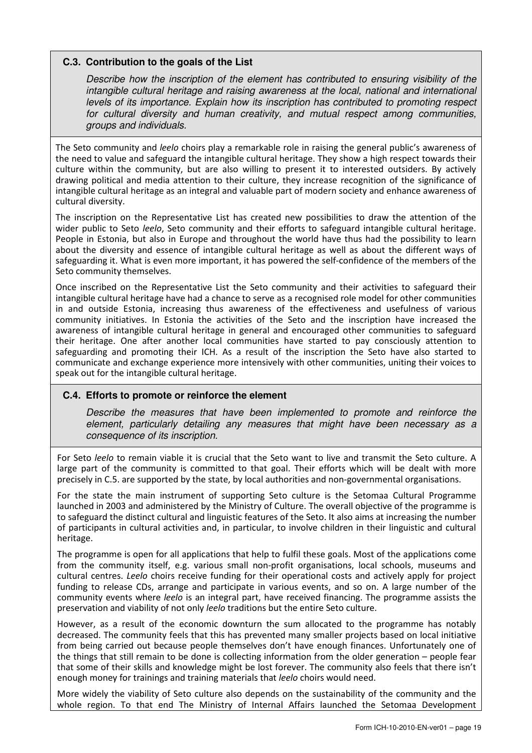### C.3. Contribution to the goals of the List

*Describe how the inscription of the element has contributed to ensuring visibility of the intangible cultural heritage and raising awareness at the local, national and international levels of its importance. Explain how its inscription has contributed to promoting respect for cultural diversity and human creativity, and mutual respect among communities, groups and individuals.*

The Seto community and *leelo* choirs play a remarkable role in raising the general public's awareness of the need to value and safeguard the intangible cultural heritage. They show a high respect towards their culture within the community, but are also willing to present it to interested outsiders. By actively drawing political and media attention to their culture, they increase recognition of the significance of intangible cultural heritage as an integral and valuable part of modern society and enhance awareness of cultural diversity.

The inscription on the Representative List has created new possibilities to draw the attention of the wider public to Seto *leelo*, Seto community and their efforts to safeguard intangible cultural heritage. People in Estonia, but also in Europe and throughout the world have thus had the possibility to learn about the diversity and essence of intangible cultural heritage as well as about the different ways of safeguarding it. What is even more important, it has powered the self-confidence of the members of the Seto community themselves.

Once inscribed on the Representative List the Seto community and their activities to safeguard their intangible cultural heritage have had a chance to serve as a recognised role model for other communities in and outside Estonia, increasing thus awareness of the effectiveness and usefulness of various community initiatives. In Estonia the activities of the Seto and the inscription have increased the awareness of intangible cultural heritage in general and encouraged other communities to safeguard their heritage. One after another local communities have started to pay consciously attention to safeguarding and promoting their ICH. As a result of the inscription the Seto have also started to communicate and exchange experience more intensively with other communities, uniting their voices to speak out for the intangible cultural heritage.

### C.4. Efforts to promote or reinforce the element

*Describe the measures that have been implemented to promote and reinforce the element, particularly detailing any measures that might have been necessary as a consequence of its inscription.*

For Seto *leelo* to remain viable it is crucial that the Seto want to live and transmit the Seto culture. A large part of the community is committed to that goal. Their efforts which will be dealt with more precisely in C.5. are supported by the state, by local authorities and non-governmental organisations.

For the state the main instrument of supporting Seto culture is the Setomaa Cultural Programme launched in 2003 and administered by the Ministry of Culture. The overall objective of the programme is to safeguard the distinct cultural and linguistic features of the Seto. It also aims at increasing the number of participants in cultural activities and, in particular, to involve children in their linguistic and cultural heritage.

The programme is open for all applications that help to fulfil these goals. Most of the applications come from the community itself, e.g. various small non-profit organisations, local schools, museums and cultural centres. *Leelo* choirs receive funding for their operational costs and actively apply for project funding to release CDs, arrange and participate in various events, and so on. A large number of the community events where *leelo* is an integral part, have received financing. The programme assists the preservation and viability of not only *leelo* traditions but the entire Seto culture.

However, as a result of the economic downturn the sum allocated to the programme has notably decreased. The community feels that this has prevented many smaller projects based on local initiative from being carried out because people themselves don't have enough finances. Unfortunately one of the things that still remain to be done is collecting information from the older generation – people fear that some of their skills and knowledge might be lost forever. The community also feels that there isn't enough money for trainings and training materials that *leelo* choirs would need.

More widely the viability of Seto culture also depends on the sustainability of the community and the whole region. To that end The Ministry of Internal Affairs launched the Setomaa Development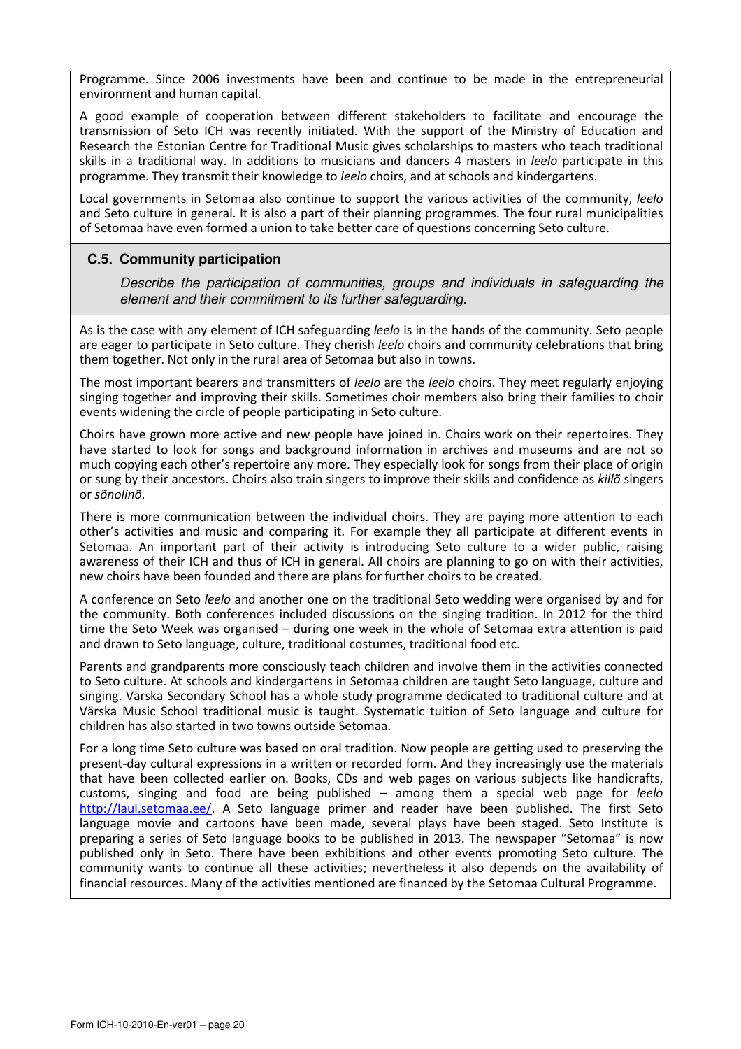Programme. Since 2006 investments have been and continue to be made in the entrepreneurial environment and human capital.

A good example of cooperation between different stakeholders to facilitate and encourage the transmission of Seto ICH was recently initiated. With the support of the Ministry of Education and Research the Estonian Centre for Traditional Music gives scholarships to masters who teach traditional skills in a traditional way. In additions to musicians and dancers 4 masters in *leelo* participate in this programme. They transmit their knowledge to *leelo* choirs, and at schools and kindergartens.

Local governments in Setomaa also continue to support the various activities of the community, *leelo* and Seto culture in general. It is also a part of their planning programmes. The four rural municipalities of Setomaa have even formed a union to take better care of questions concerning Seto culture.

### C.5. Community participation

*Describe the participation of communities, groups and individuals in safeguarding the element and their commitment to its further safeguarding.*

As is the case with any element of ICH safeguarding *leelo* is in the hands of the community. Seto people are eager to participate in Seto culture. They cherish *leelo* choirs and community celebrations that bring them together. Not only in the rural area of Setomaa but also in towns.

The most important bearers and transmitters of *leelo* are the *leelo* choirs. They meet regularly enjoying singing together and improving their skills. Sometimes choir members also bring their families to choir events widening the circle of people participating in Seto culture.

Choirs have grown more active and new people have joined in. Choirs work on their repertoires. They have started to look for songs and background information in archives and museums and are not so much copying each other's repertoire any more. They especially look for songs from their place of origin or sung by their ancestors. Choirs also train singers to improve their skills and confidence as *killõ* singers or *sõnolinõ*.

There is more communication between the individual choirs. They are paying more attention to each other's activities and music and comparing it. For example they all participate at different events in Setomaa. An important part of their activity is introducing Seto culture to a wider public, raising awareness of their ICH and thus of ICH in general. All choirs are planning to go on with their activities, new choirs have been founded and there are plans for further choirs to be created.

A conference on Seto *leelo* and another one on the traditional Seto wedding were organised by and for the community. Both conferences included discussions on the singing tradition. In 2012 for the third time the Seto Week was organised – during one week in the whole of Setomaa extra attention is paid and drawn to Seto language, culture, traditional costumes, traditional food etc.

Parents and grandparents more consciously teach children and involve them in the activities connected to Seto culture. At schools and kindergartens in Setomaa children are taught Seto language, culture and singing. Värska Secondary School has a whole study programme dedicated to traditional culture and at Värska Music School traditional music is taught. Systematic tuition of Seto language and culture for children has also started in two towns outside Setomaa.

For a long time Seto culture was based on oral tradition. Now people are getting used to preserving the present-day cultural expressions in a written or recorded form. And they increasingly use the materials that have been collected earlier on. Books, CDs and web pages on various subjects like handicrafts, customs, singing and food are being published – among them a special web page for *leelo* [http://laul.setomaa.ee/](http://laul.setomaa.ee/). A Seto language primer and reader have been published. The first Seto language movie and cartoons have been made, several plays have been staged. Seto Institute is preparing a series of Seto language books to be published in 2013. The newspaper "Setomaa" is now published only in Seto. There have been exhibitions and other events promoting Seto culture. The community wants to continue all these activities; nevertheless it also depends on the availability of financial resources. Many of the activities mentioned are financed by the Setomaa Cultural Programme.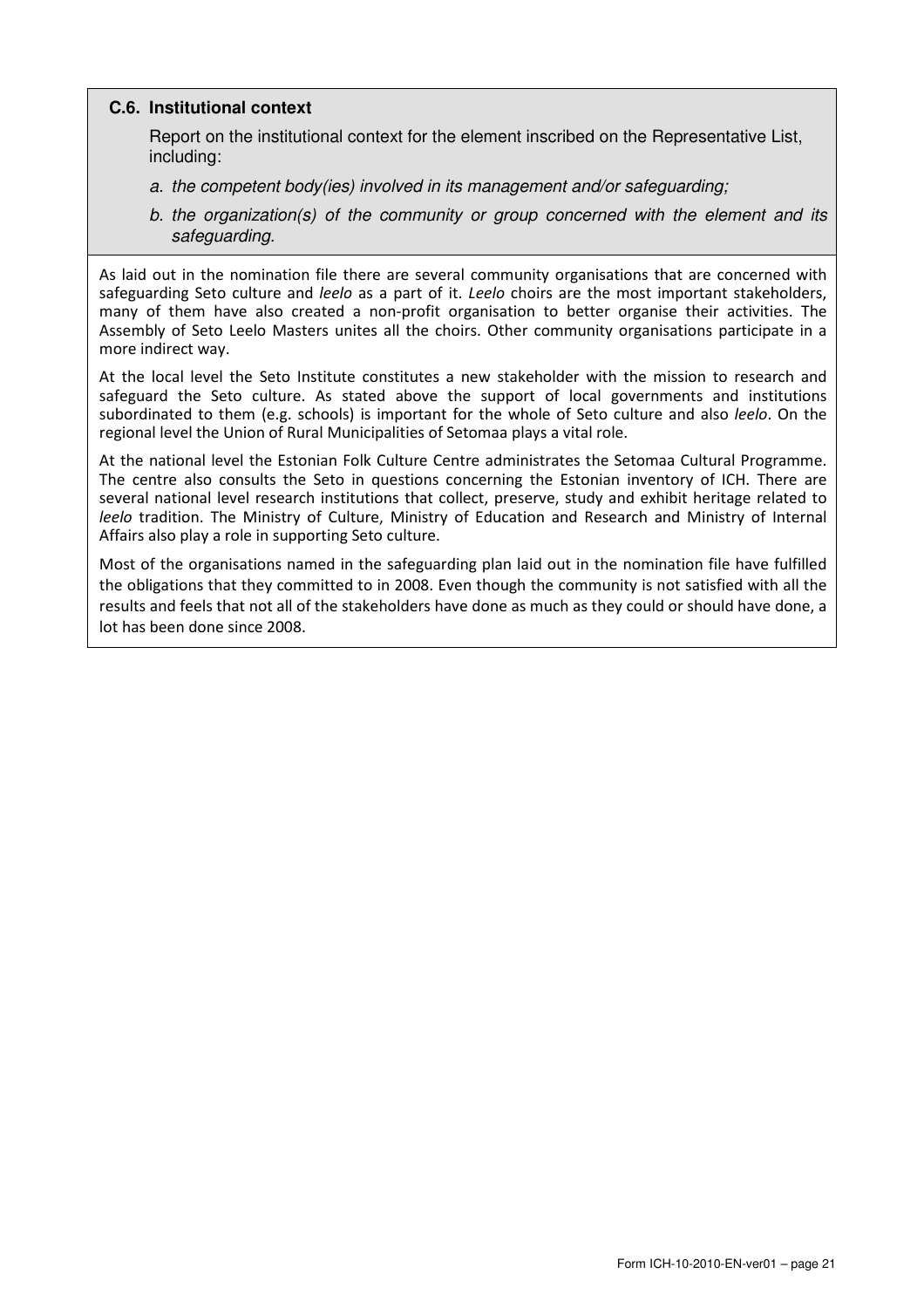### C.6. Institutional context

Report on the institutional context for the element inscribed on the Representative List, including:

*a. the competent body(ies) involved in its management and/or safeguarding;*

*b. the organization(s) of the community or group concerned with the element and its safeguarding.*

As laid out in the nomination file there are several community organisations that are concerned with safeguarding Seto culture and *leelo* as a part of it. *Leelo* choirs are the most important stakeholders, many of them have also created a non-profit organisation to better organise their activities. The Assembly of Seto Leelo Masters unites all the choirs. Other community organisations participate in a more indirect way.

At the local level the Seto Institute constitutes a new stakeholder with the mission to research and safeguard the Seto culture. As stated above the support of local governments and institutions subordinated to them (e.g. schools) is important for the whole of Seto culture and also *leelo*. On the regional level the Union of Rural Municipalities of Setomaa plays a vital role.

At the national level the Estonian Folk Culture Centre administrates the Setomaa Cultural Programme. The centre also consults the Seto in questions concerning the Estonian inventory of ICH. There are several national level research institutions that collect, preserve, study and exhibit heritage related to *leelo* tradition. The Ministry of Culture, Ministry of Education and Research and Ministry of Internal Affairs also play a role in supporting Seto culture.

Most of the organisations named in the safeguarding plan laid out in the nomination file have fulfilled the obligations that they committed to in 2008. Even though the community is not satisfied with all the results and feels that not all of the stakeholders have done as much as they could or should have done, a lot has been done since 2008.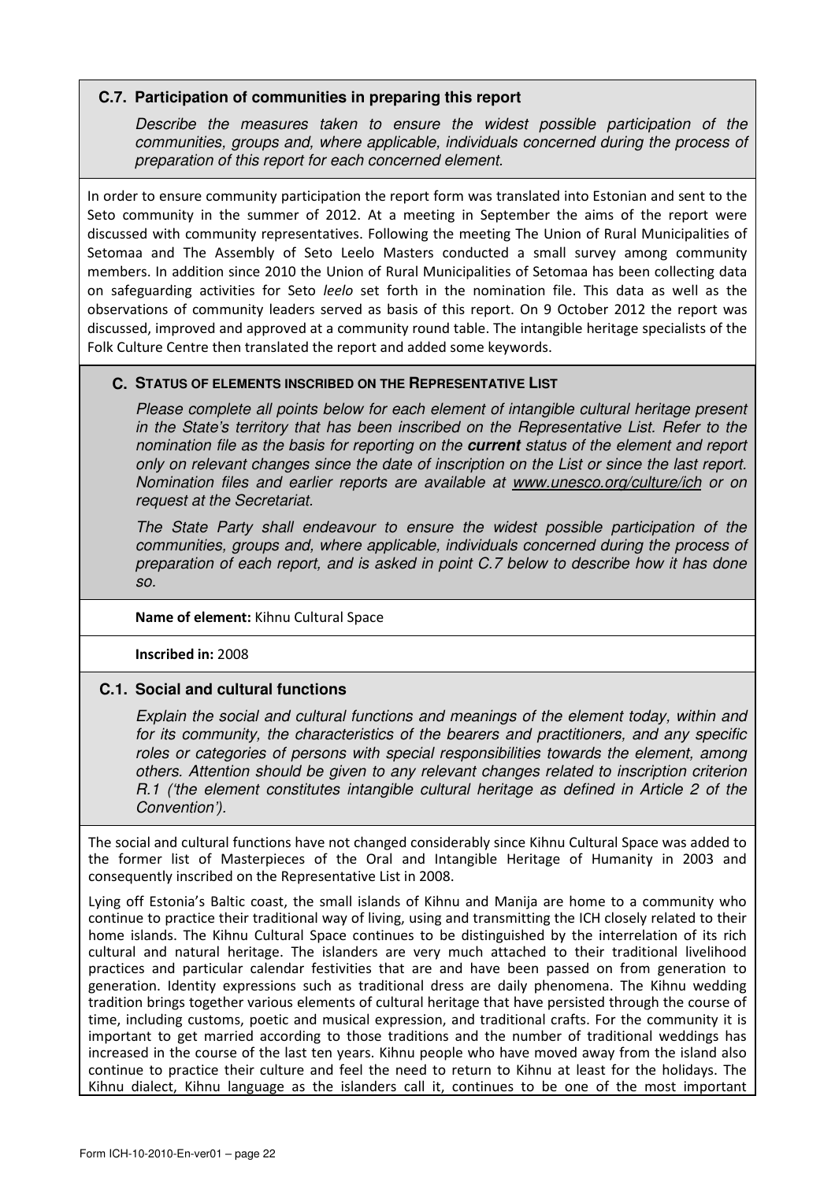### C.7. Participation of communities in preparing this report

*Describe the measures taken to ensure the widest possible participation of the communities, groups and, where applicable, individuals concerned during the process of preparation of this report for each concerned element.*

In order to ensure community participation the report form was translated into Estonian and sent to the Seto community in the summer of 2012. At a meeting in September the aims of the report were discussed with community representatives. Following the meeting The Union of Rural Municipalities of Setomaa and The Assembly of Seto Leelo Masters conducted a small survey among community members. In addition since 2010 the Union of Rural Municipalities of Setomaa has been collecting data on safeguarding activities for Seto *leelo* set forth in the nomination file. This data as well as the observations of community leaders served as basis of this report. On 9 October 2012 the report was discussed, improved and approved at a community round table. The intangible heritage specialists of the Folk Culture Centre then translated the report and added some keywords.

## C. Status of elements inscribed on the Representative List

*Please complete all points below for each element of intangible cultural heritage present in the State's territory that has been inscribed on the Representative List. Refer to the nomination file as the basis for reporting on the **current** status of the element and report only on relevant changes since the date of inscription on the List or since the last report. Nomination files and earlier reports are available at www.unesco.org/culture/ich or on request at the Secretariat.*

*The State Party shall endeavour to ensure the widest possible participation of the communities, groups and, where applicable, individuals concerned during the process of preparation of each report, and is asked in point C.7 below to describe how it has done so.*

**Name of element:** Kihnu Cultural Space

**Inscribed in:** 2008

### C.1. Social and cultural functions

*Explain the social and cultural functions and meanings of the element today, within and for its community, the characteristics of the bearers and practitioners, and any specific roles or categories of persons with special responsibilities towards the element, among others. Attention should be given to any relevant changes related to inscription criterion R.1 ('the element constitutes intangible cultural heritage as defined in Article 2 of the Convention').*

The social and cultural functions have not changed considerably since Kihnu Cultural Space was added to the former list of Masterpieces of the Oral and Intangible Heritage of Humanity in 2003 and consequently inscribed on the Representative List in 2008.

Lying off Estonia's Baltic coast, the small islands of Kihnu and Manija are home to a community who continue to practice their traditional way of living, using and transmitting the ICH closely related to their home islands. The Kihnu Cultural Space continues to be distinguished by the interrelation of its rich cultural and natural heritage. The islanders are very much attached to their traditional livelihood practices and particular calendar festivities that are and have been passed on from generation to generation. Identity expressions such as traditional dress are daily phenomena. The Kihnu wedding tradition brings together various elements of cultural heritage that have persisted through the course of time, including customs, poetic and musical expression, and traditional crafts. For the community it is important to get married according to those traditions and the number of traditional weddings has increased in the course of the last ten years. Kihnu people who have moved away from the island also continue to practice their culture and feel the need to return to Kihnu at least for the holidays. The Kihnu dialect, Kihnu language as the islanders call it, continues to be one of the most important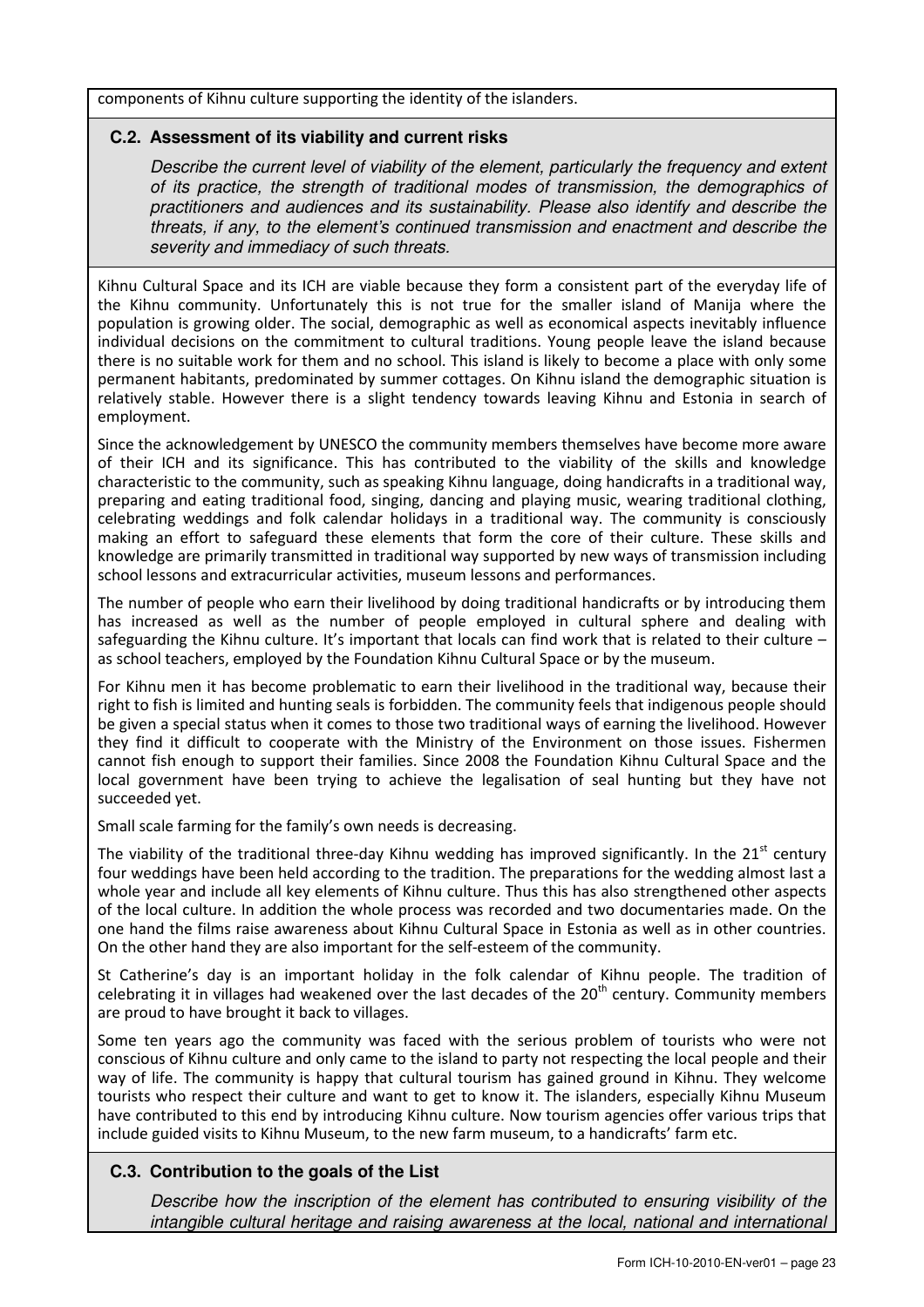components of Kihnu culture supporting the identity of the islanders.

### C.2. Assessment of its viability and current risks

*Describe the current level of viability of the element, particularly the frequency and extent of its practice, the strength of traditional modes of transmission, the demographics of practitioners and audiences and its sustainability. Please also identify and describe the threats, if any, to the element's continued transmission and enactment and describe the severity and immediacy of such threats.*

Kihnu Cultural Space and its ICH are viable because they form a consistent part of the everyday life of the Kihnu community. Unfortunately this is not true for the smaller island of Manija where the population is growing older. The social, demographic as well as economical aspects inevitably influence individual decisions on the commitment to cultural traditions. Young people leave the island because there is no suitable work for them and no school. This island is likely to become a place with only some permanent habitants, predominated by summer cottages. On Kihnu island the demographic situation is relatively stable. However there is a slight tendency towards leaving Kihnu and Estonia in search of employment.

Since the acknowledgement by UNESCO the community members themselves have become more aware of their ICH and its significance. This has contributed to the viability of the skills and knowledge characteristic to the community, such as speaking Kihnu language, doing handicrafts in a traditional way, preparing and eating traditional food, singing, dancing and playing music, wearing traditional clothing, celebrating weddings and folk calendar holidays in a traditional way. The community is consciously making an effort to safeguard these elements that form the core of their culture. These skills and knowledge are primarily transmitted in traditional way supported by new ways of transmission including school lessons and extracurricular activities, museum lessons and performances.

The number of people who earn their livelihood by doing traditional handicrafts or by introducing them has increased as well as the number of people employed in cultural sphere and dealing with safeguarding the Kihnu culture. It's important that locals can find work that is related to their culture – as school teachers, employed by the Foundation Kihnu Cultural Space or by the museum.

For Kihnu men it has become problematic to earn their livelihood in the traditional way, because their right to fish is limited and hunting seals is forbidden. The community feels that indigenous people should be given a special status when it comes to those two traditional ways of earning the livelihood. However they find it difficult to cooperate with the Ministry of the Environment on those issues. Fishermen cannot fish enough to support their families. Since 2008 the Foundation Kihnu Cultural Space and the local government have been trying to achieve the legalisation of seal hunting but they have not succeeded yet.

Small scale farming for the family's own needs is decreasing.

The viability of the traditional three-day Kihnu wedding has improved significantly. In the 21st century four weddings have been held according to the tradition. The preparations for the wedding almost last a whole year and include all key elements of Kihnu culture. Thus this has also strengthened other aspects of the local culture. In addition the whole process was recorded and two documentaries made. On the one hand the films raise awareness about Kihnu Cultural Space in Estonia as well as in other countries. On the other hand they are also important for the self-esteem of the community.

St Catherine's day is an important holiday in the folk calendar of Kihnu people. The tradition of celebrating it in villages had weakened over the last decades of the 20th century. Community members are proud to have brought it back to villages.

Some ten years ago the community was faced with the serious problem of tourists who were not conscious of Kihnu culture and only came to the island to party not respecting the local people and their way of life. The community is happy that cultural tourism has gained ground in Kihnu. They welcome tourists who respect their culture and want to get to know it. The islanders, especially Kihnu Museum have contributed to this end by introducing Kihnu culture. Now tourism agencies offer various trips that include guided visits to Kihnu Museum, to the new farm museum, to a handicrafts' farm etc.

### C.3. Contribution to the goals of the List

*Describe how the inscription of the element has contributed to ensuring visibility of the intangible cultural heritage and raising awareness at the local, national and international*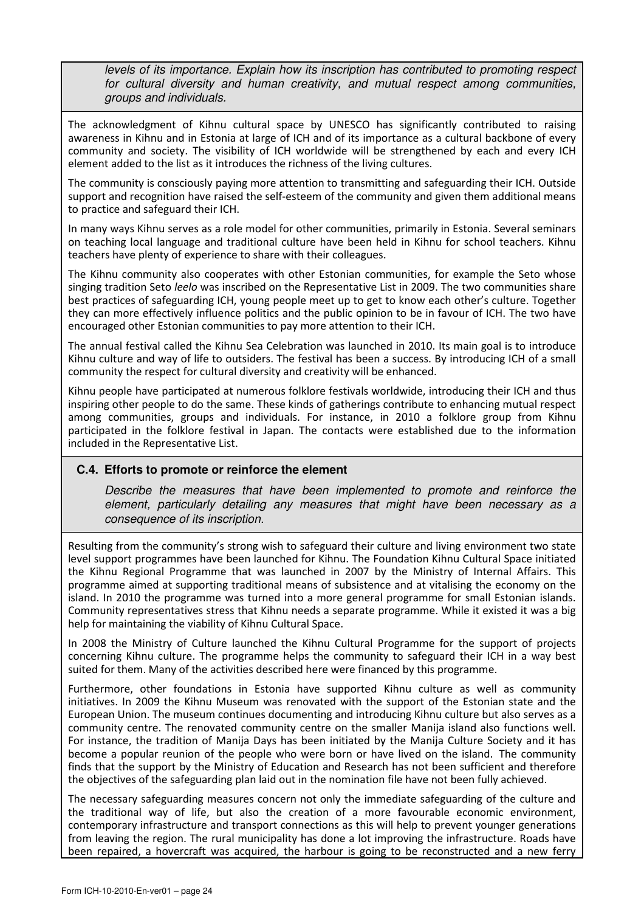*levels of its importance. Explain how its inscription has contributed to promoting respect for cultural diversity and human creativity, and mutual respect among communities, groups and individuals.*

The acknowledgment of Kihnu cultural space by UNESCO has significantly contributed to raising awareness in Kihnu and in Estonia at large of ICH and of its importance as a cultural backbone of every community and society. The visibility of ICH worldwide will be strengthened by each and every ICH element added to the list as it introduces the richness of the living cultures.

The community is consciously paying more attention to transmitting and safeguarding their ICH. Outside support and recognition have raised the self-esteem of the community and given them additional means to practice and safeguard their ICH.

In many ways Kihnu serves as a role model for other communities, primarily in Estonia. Several seminars on teaching local language and traditional culture have been held in Kihnu for school teachers. Kihnu teachers have plenty of experience to share with their colleagues.

The Kihnu community also cooperates with other Estonian communities, for example the Seto whose singing tradition Seto *leelo* was inscribed on the Representative List in 2009. The two communities share best practices of safeguarding ICH, young people meet up to get to know each other's culture. Together they can more effectively influence politics and the public opinion to be in favour of ICH. The two have encouraged other Estonian communities to pay more attention to their ICH.

The annual festival called the Kihnu Sea Celebration was launched in 2010. Its main goal is to introduce Kihnu culture and way of life to outsiders. The festival has been a success. By introducing ICH of a small community the respect for cultural diversity and creativity will be enhanced.

Kihnu people have participated at numerous folklore festivals worldwide, introducing their ICH and thus inspiring other people to do the same. These kinds of gatherings contribute to enhancing mutual respect among communities, groups and individuals. For instance, in 2010 a folklore group from Kihnu participated in the folklore festival in Japan. The contacts were established due to the information included in the Representative List.

### C.4. Efforts to promote or reinforce the element

*Describe the measures that have been implemented to promote and reinforce the element, particularly detailing any measures that might have been necessary as a consequence of its inscription.*

Resulting from the community's strong wish to safeguard their culture and living environment two state level support programmes have been launched for Kihnu. The Foundation Kihnu Cultural Space initiated the Kihnu Regional Programme that was launched in 2007 by the Ministry of Internal Affairs. This programme aimed at supporting traditional means of subsistence and at vitalising the economy on the island. In 2010 the programme was turned into a more general programme for small Estonian islands. Community representatives stress that Kihnu needs a separate programme. While it existed it was a big help for maintaining the viability of Kihnu Cultural Space.

In 2008 the Ministry of Culture launched the Kihnu Cultural Programme for the support of projects concerning Kihnu culture. The programme helps the community to safeguard their ICH in a way best suited for them. Many of the activities described here were financed by this programme.

Furthermore, other foundations in Estonia have supported Kihnu culture as well as community initiatives. In 2009 the Kihnu Museum was renovated with the support of the Estonian state and the European Union. The museum continues documenting and introducing Kihnu culture but also serves as a community centre. The renovated community centre on the smaller Manija island also functions well. For instance, the tradition of Manija Days has been initiated by the Manija Culture Society and it has become a popular reunion of the people who were born or have lived on the island. The community finds that the support by the Ministry of Education and Research has not been sufficient and therefore the objectives of the safeguarding plan laid out in the nomination file have not been fully achieved.

The necessary safeguarding measures concern not only the immediate safeguarding of the culture and the traditional way of life, but also the creation of a more favourable economic environment, contemporary infrastructure and transport connections as this will help to prevent younger generations from leaving the region. The rural municipality has done a lot improving the infrastructure. Roads have been repaired, a hovercraft was acquired, the harbour is going to be reconstructed and a new ferry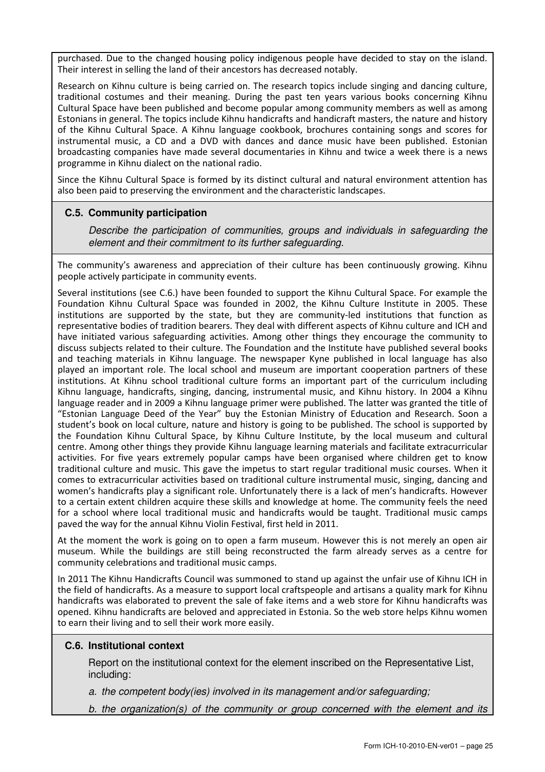purchased. Due to the changed housing policy indigenous people have decided to stay on the island. Their interest in selling the land of their ancestors has decreased notably.

Research on Kihnu culture is being carried on. The research topics include singing and dancing culture, traditional costumes and their meaning. During the past ten years various books concerning Kihnu Cultural Space have been published and become popular among community members as well as among Estonians in general. The topics include Kihnu handicrafts and handicraft masters, the nature and history of the Kihnu Cultural Space. A Kihnu language cookbook, brochures containing songs and scores for instrumental music, a CD and a DVD with dances and dance music have been published. Estonian broadcasting companies have made several documentaries in Kihnu and twice a week there is a news programme in Kihnu dialect on the national radio.

Since the Kihnu Cultural Space is formed by its distinct cultural and natural environment attention has also been paid to preserving the environment and the characteristic landscapes.

### C.5. Community participation

*Describe the participation of communities, groups and individuals in safeguarding the element and their commitment to its further safeguarding.*

The community's awareness and appreciation of their culture has been continuously growing. Kihnu people actively participate in community events.

Several institutions (see C.6.) have been founded to support the Kihnu Cultural Space. For example the Foundation Kihnu Cultural Space was founded in 2002, the Kihnu Culture Institute in 2005. These institutions are supported by the state, but they are community-led institutions that function as representative bodies of tradition bearers. They deal with different aspects of Kihnu culture and ICH and have initiated various safeguarding activities. Among other things they encourage the community to discuss subjects related to their culture. The Foundation and the Institute have published several books and teaching materials in Kihnu language. The newspaper Kyne published in local language has also played an important role. The local school and museum are important cooperation partners of these institutions. At Kihnu school traditional culture forms an important part of the curriculum including Kihnu language, handicrafts, singing, dancing, instrumental music, and Kihnu history. In 2004 a Kihnu language reader and in 2009 a Kihnu language primer were published. The latter was granted the title of "Estonian Language Deed of the Year" buy the Estonian Ministry of Education and Research. Soon a student's book on local culture, nature and history is going to be published. The school is supported by the Foundation Kihnu Cultural Space, by Kihnu Culture Institute, by the local museum and cultural centre. Among other things they provide Kihnu language learning materials and facilitate extracurricular activities. For five years extremely popular camps have been organised where children get to know traditional culture and music. This gave the impetus to start regular traditional music courses. When it comes to extracurricular activities based on traditional culture instrumental music, singing, dancing and women's handicrafts play a significant role. Unfortunately there is a lack of men's handicrafts. However to a certain extent children acquire these skills and knowledge at home. The community feels the need for a school where local traditional music and handicrafts would be taught. Traditional music camps paved the way for the annual Kihnu Violin Festival, first held in 2011.

At the moment the work is going on to open a farm museum. However this is not merely an open air museum. While the buildings are still being reconstructed the farm already serves as a centre for community celebrations and traditional music camps.

In 2011 The Kihnu Handicrafts Council was summoned to stand up against the unfair use of Kihnu ICH in the field of handicrafts. As a measure to support local craftspeople and artisans a quality mark for Kihnu handicrafts was elaborated to prevent the sale of fake items and a web store for Kihnu handicrafts was opened. Kihnu handicrafts are beloved and appreciated in Estonia. So the web store helps Kihnu women to earn their living and to sell their work more easily.

### C.6. Institutional context

Report on the institutional context for the element inscribed on the Representative List, including:

*a. the competent body(ies) involved in its management and/or safeguarding;*

*b. the organization(s) of the community or group concerned with the element and its*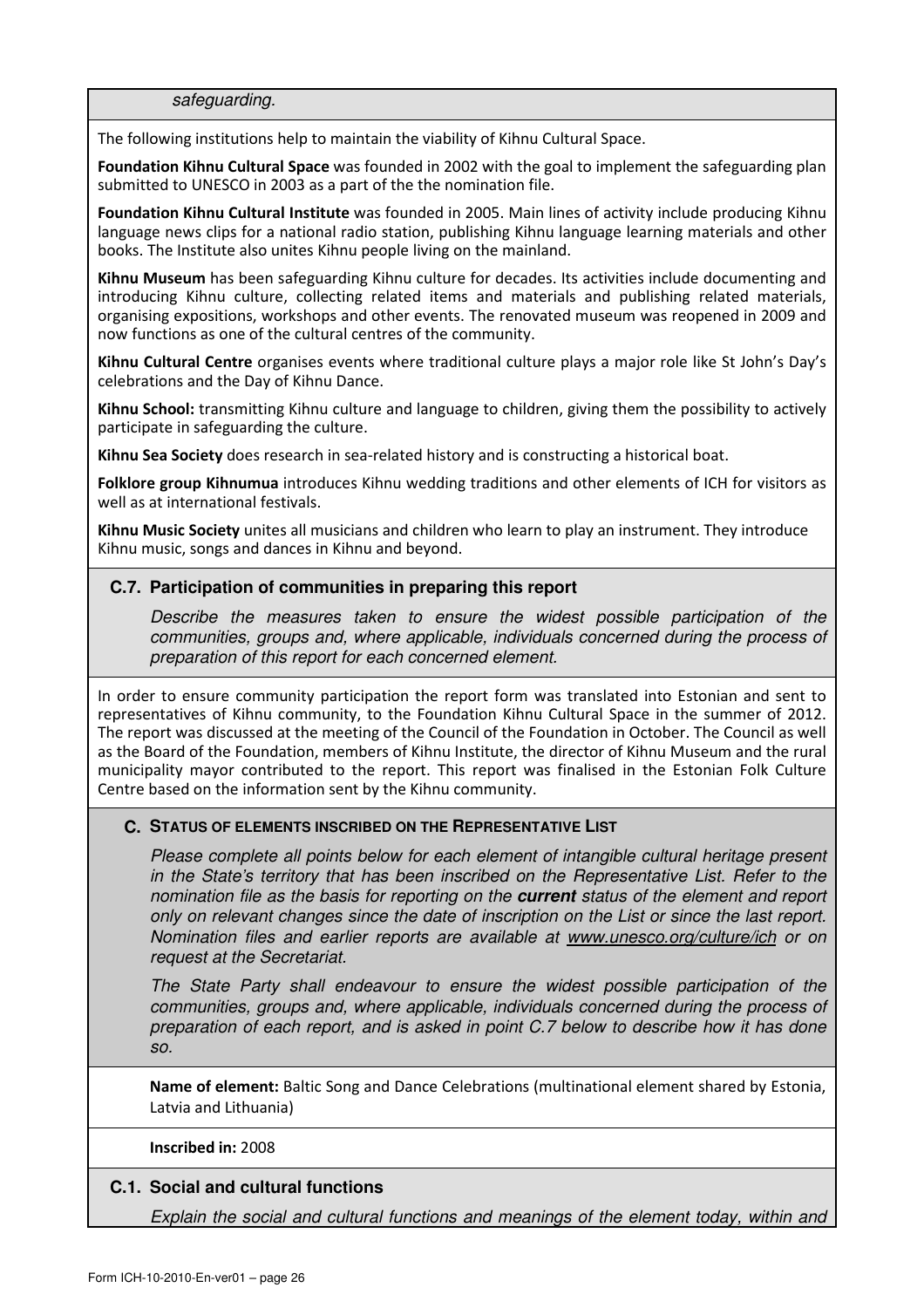*safeguarding.*

The following institutions help to maintain the viability of Kihnu Cultural Space.

**Foundation Kihnu Cultural Space** was founded in 2002 with the goal to implement the safeguarding plan submitted to UNESCO in 2003 as a part of the the nomination file.

**Foundation Kihnu Cultural Institute** was founded in 2005. Main lines of activity include producing Kihnu language news clips for a national radio station, publishing Kihnu language learning materials and other books. The Institute also unites Kihnu people living on the mainland.

**Kihnu Museum** has been safeguarding Kihnu culture for decades. Its activities include documenting and introducing Kihnu culture, collecting related items and materials and publishing related materials, organising expositions, workshops and other events. The renovated museum was reopened in 2009 and now functions as one of the cultural centres of the community.

**Kihnu Cultural Centre** organises events where traditional culture plays a major role like St John's Day's celebrations and the Day of Kihnu Dance.

**Kihnu School:** transmitting Kihnu culture and language to children, giving them the possibility to actively participate in safeguarding the culture.

**Kihnu Sea Society** does research in sea-related history and is constructing a historical boat.

**Folklore group Kihnumua** introduces Kihnu wedding traditions and other elements of ICH for visitors as well as at international festivals.

**Kihnu Music Society** unites all musicians and children who learn to play an instrument. They introduce Kihnu music, songs and dances in Kihnu and beyond.

### C.7. Participation of communities in preparing this report

*Describe the measures taken to ensure the widest possible participation of the communities, groups and, where applicable, individuals concerned during the process of preparation of this report for each concerned element.*

In order to ensure community participation the report form was translated into Estonian and sent to representatives of Kihnu community, to the Foundation Kihnu Cultural Space in the summer of 2012. The report was discussed at the meeting of the Council of the Foundation in October. The Council as well as the Board of the Foundation, members of Kihnu Institute, the director of Kihnu Museum and the rural municipality mayor contributed to the report. This report was finalised in the Estonian Folk Culture Centre based on the information sent by the Kihnu community.

## C. Status of elements inscribed on the Representative List

*Please complete all points below for each element of intangible cultural heritage present in the State's territory that has been inscribed on the Representative List. Refer to the nomination file as the basis for reporting on the* ***current*** *status of the element and report only on relevant changes since the date of inscription on the List or since the last report. Nomination files and earlier reports are available at www.unesco.org/culture/ich or on request at the Secretariat.*

*The State Party shall endeavour to ensure the widest possible participation of the communities, groups and, where applicable, individuals concerned during the process of preparation of each report, and is asked in point C.7 below to describe how it has done so.*

**Name of element:** Baltic Song and Dance Celebrations (multinational element shared by Estonia, Latvia and Lithuania)

**Inscribed in:** 2008

### C.1. Social and cultural functions

*Explain the social and cultural functions and meanings of the element today, within and*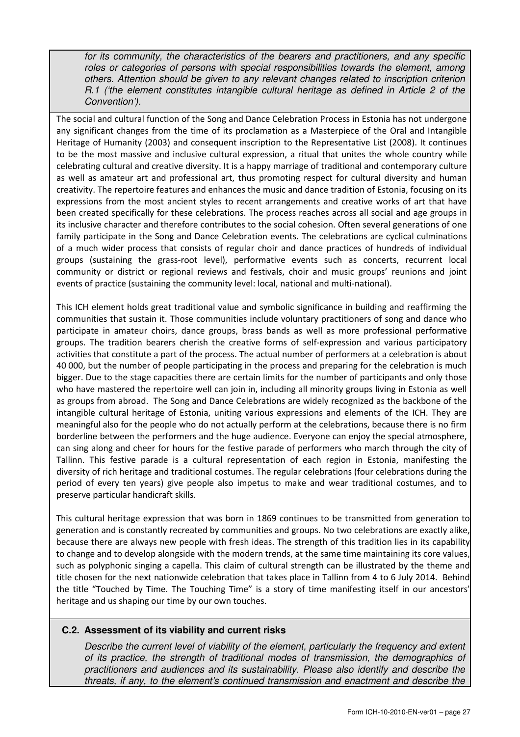*for its community, the characteristics of the bearers and practitioners, and any specific roles or categories of persons with special responsibilities towards the element, among others. Attention should be given to any relevant changes related to inscription criterion R.1 ('the element constitutes intangible cultural heritage as defined in Article 2 of the Convention').*

The social and cultural function of the Song and Dance Celebration Process in Estonia has not undergone any significant changes from the time of its proclamation as a Masterpiece of the Oral and Intangible Heritage of Humanity (2003) and consequent inscription to the Representative List (2008). It continues to be the most massive and inclusive cultural expression, a ritual that unites the whole country while celebrating cultural and creative diversity. It is a happy marriage of traditional and contemporary culture as well as amateur art and professional art, thus promoting respect for cultural diversity and human creativity. The repertoire features and enhances the music and dance tradition of Estonia, focusing on its expressions from the most ancient styles to recent arrangements and creative works of art that have been created specifically for these celebrations. The process reaches across all social and age groups in its inclusive character and therefore contributes to the social cohesion. Often several generations of one family participate in the Song and Dance Celebration events. The celebrations are cyclical culminations of a much wider process that consists of regular choir and dance practices of hundreds of individual groups (sustaining the grass-root level), performative events such as concerts, recurrent local community or district or regional reviews and festivals, choir and music groups' reunions and joint events of practice (sustaining the community level: local, national and multi-national).

This ICH element holds great traditional value and symbolic significance in building and reaffirming the communities that sustain it. Those communities include voluntary practitioners of song and dance who participate in amateur choirs, dance groups, brass bands as well as more professional performative groups. The tradition bearers cherish the creative forms of self-expression and various participatory activities that constitute a part of the process. The actual number of performers at a celebration is about 40 000, but the number of people participating in the process and preparing for the celebration is much bigger. Due to the stage capacities there are certain limits for the number of participants and only those who have mastered the repertoire well can join in, including all minority groups living in Estonia as well as groups from abroad. The Song and Dance Celebrations are widely recognized as the backbone of the intangible cultural heritage of Estonia, uniting various expressions and elements of the ICH. They are meaningful also for the people who do not actually perform at the celebrations, because there is no firm borderline between the performers and the huge audience. Everyone can enjoy the special atmosphere, can sing along and cheer for hours for the festive parade of performers who march through the city of Tallinn. This festive parade is a cultural representation of each region in Estonia, manifesting the diversity of rich heritage and traditional costumes. The regular celebrations (four celebrations during the period of every ten years) give people also impetus to make and wear traditional costumes, and to preserve particular handicraft skills.

This cultural heritage expression that was born in 1869 continues to be transmitted from generation to generation and is constantly recreated by communities and groups. No two celebrations are exactly alike, because there are always new people with fresh ideas. The strength of this tradition lies in its capability to change and to develop alongside with the modern trends, at the same time maintaining its core values, such as polyphonic singing a capella. This claim of cultural strength can be illustrated by the theme and title chosen for the next nationwide celebration that takes place in Tallinn from 4 to 6 July 2014. Behind the title "Touched by Time. The Touching Time" is a story of time manifesting itself in our ancestors' heritage and us shaping our time by our own touches.

### C.2. Assessment of its viability and current risks

*Describe the current level of viability of the element, particularly the frequency and extent of its practice, the strength of traditional modes of transmission, the demographics of practitioners and audiences and its sustainability. Please also identify and describe the threats, if any, to the element's continued transmission and enactment and describe the*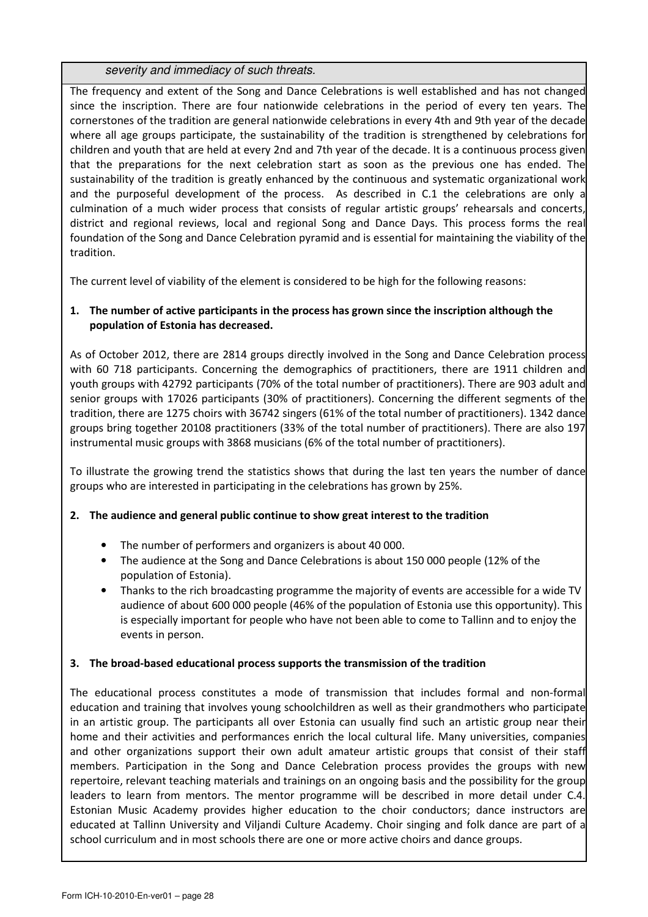*severity and immediacy of such threats.*

The frequency and extent of the Song and Dance Celebrations is well established and has not changed since the inscription. There are four nationwide celebrations in the period of every ten years. The cornerstones of the tradition are general nationwide celebrations in every 4th and 9th year of the decade where all age groups participate, the sustainability of the tradition is strengthened by celebrations for children and youth that are held at every 2nd and 7th year of the decade. It is a continuous process given that the preparations for the next celebration start as soon as the previous one has ended. The sustainability of the tradition is greatly enhanced by the continuous and systematic organizational work and the purposeful development of the process. As described in C.1 the celebrations are only a culmination of a much wider process that consists of regular artistic groups' rehearsals and concerts, district and regional reviews, local and regional Song and Dance Days. This process forms the real foundation of the Song and Dance Celebration pyramid and is essential for maintaining the viability of the tradition.

The current level of viability of the element is considered to be high for the following reasons:

**1. The number of active participants in the process has grown since the inscription although the population of Estonia has decreased.**

As of October 2012, there are 2814 groups directly involved in the Song and Dance Celebration process with 60 718 participants. Concerning the demographics of practitioners, there are 1911 children and youth groups with 42792 participants (70% of the total number of practitioners). There are 903 adult and senior groups with 17026 participants (30% of practitioners). Concerning the different segments of the tradition, there are 1275 choirs with 36742 singers (61% of the total number of practitioners). 1342 dance groups bring together 20108 practitioners (33% of the total number of practitioners). There are also 197 instrumental music groups with 3868 musicians (6% of the total number of practitioners).

To illustrate the growing trend the statistics shows that during the last ten years the number of dance groups who are interested in participating in the celebrations has grown by 25%.

**2. The audience and general public continue to show great interest to the tradition**

- The number of performers and organizers is about 40 000.
- The audience at the Song and Dance Celebrations is about 150 000 people (12% of the population of Estonia).
- Thanks to the rich broadcasting programme the majority of events are accessible for a wide TV audience of about 600 000 people (46% of the population of Estonia use this opportunity). This is especially important for people who have not been able to come to Tallinn and to enjoy the events in person.

**3. The broad-based educational process supports the transmission of the tradition**

The educational process constitutes a mode of transmission that includes formal and non-formal education and training that involves young schoolchildren as well as their grandmothers who participate in an artistic group. The participants all over Estonia can usually find such an artistic group near their home and their activities and performances enrich the local cultural life. Many universities, companies and other organizations support their own adult amateur artistic groups that consist of their staff members. Participation in the Song and Dance Celebration process provides the groups with new repertoire, relevant teaching materials and trainings on an ongoing basis and the possibility for the group leaders to learn from mentors. The mentor programme will be described in more detail under C.4. Estonian Music Academy provides higher education to the choir conductors; dance instructors are educated at Tallinn University and Viljandi Culture Academy. Choir singing and folk dance are part of a school curriculum and in most schools there are one or more active choirs and dance groups.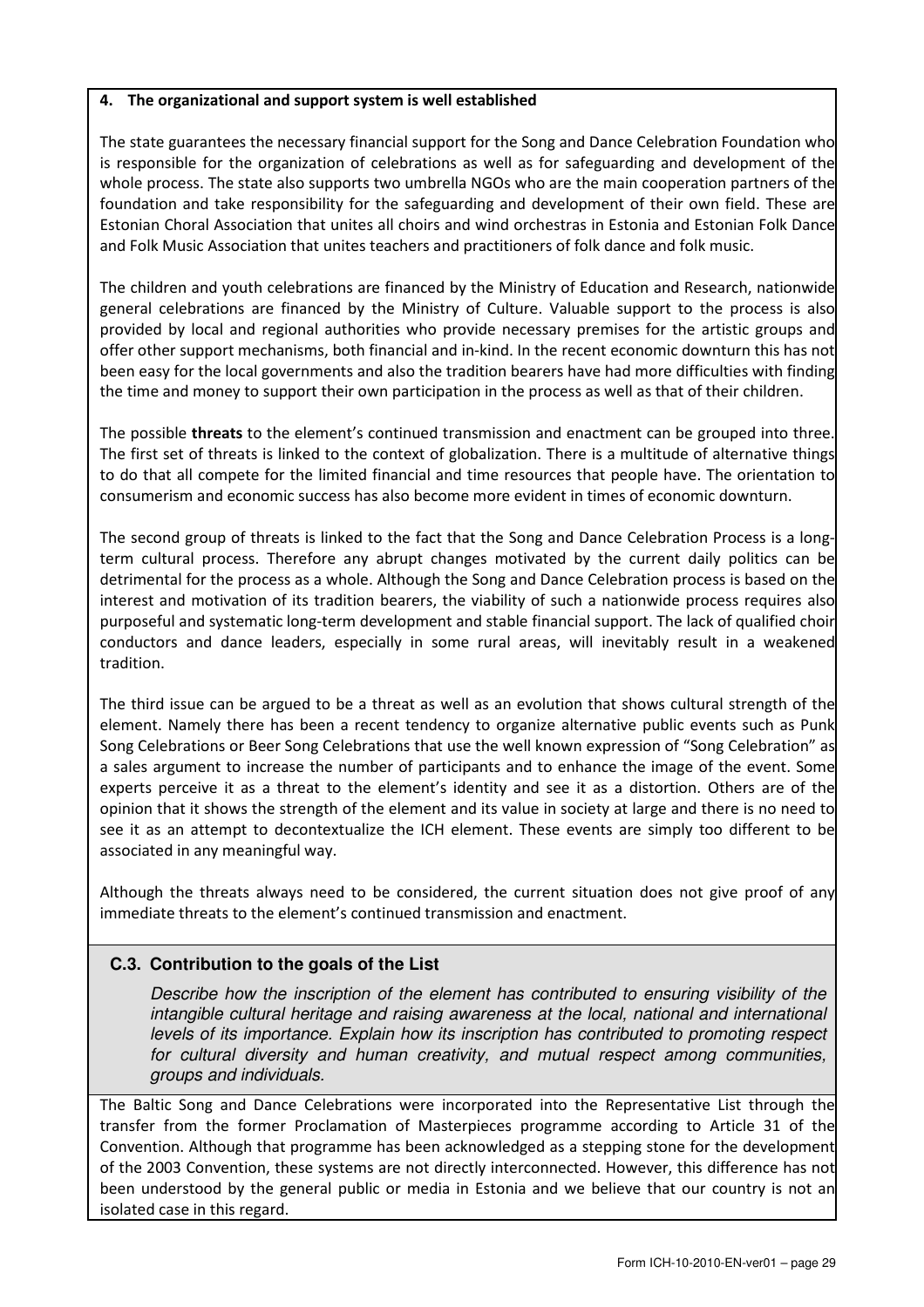**4. The organizational and support system is well established**

The state guarantees the necessary financial support for the Song and Dance Celebration Foundation who is responsible for the organization of celebrations as well as for safeguarding and development of the whole process. The state also supports two umbrella NGOs who are the main cooperation partners of the foundation and take responsibility for the safeguarding and development of their own field. These are Estonian Choral Association that unites all choirs and wind orchestras in Estonia and Estonian Folk Dance and Folk Music Association that unites teachers and practitioners of folk dance and folk music.

The children and youth celebrations are financed by the Ministry of Education and Research, nationwide general celebrations are financed by the Ministry of Culture. Valuable support to the process is also provided by local and regional authorities who provide necessary premises for the artistic groups and offer other support mechanisms, both financial and in-kind. In the recent economic downturn this has not been easy for the local governments and also the tradition bearers have had more difficulties with finding the time and money to support their own participation in the process as well as that of their children.

The possible **threats** to the element's continued transmission and enactment can be grouped into three. The first set of threats is linked to the context of globalization. There is a multitude of alternative things to do that all compete for the limited financial and time resources that people have. The orientation to consumerism and economic success has also become more evident in times of economic downturn.

The second group of threats is linked to the fact that the Song and Dance Celebration Process is a long-term cultural process. Therefore any abrupt changes motivated by the current daily politics can be detrimental for the process as a whole. Although the Song and Dance Celebration process is based on the interest and motivation of its tradition bearers, the viability of such a nationwide process requires also purposeful and systematic long-term development and stable financial support. The lack of qualified choir conductors and dance leaders, especially in some rural areas, will inevitably result in a weakened tradition.

The third issue can be argued to be a threat as well as an evolution that shows cultural strength of the element. Namely there has been a recent tendency to organize alternative public events such as Punk Song Celebrations or Beer Song Celebrations that use the well known expression of "Song Celebration" as a sales argument to increase the number of participants and to enhance the image of the event. Some experts perceive it as a threat to the element's identity and see it as a distortion. Others are of the opinion that it shows the strength of the element and its value in society at large and there is no need to see it as an attempt to decontextualize the ICH element. These events are simply too different to be associated in any meaningful way.

Although the threats always need to be considered, the current situation does not give proof of any immediate threats to the element's continued transmission and enactment.

## C.3. Contribution to the goals of the List

*Describe how the inscription of the element has contributed to ensuring visibility of the intangible cultural heritage and raising awareness at the local, national and international levels of its importance. Explain how its inscription has contributed to promoting respect for cultural diversity and human creativity, and mutual respect among communities, groups and individuals.*

The Baltic Song and Dance Celebrations were incorporated into the Representative List through the transfer from the former Proclamation of Masterpieces programme according to Article 31 of the Convention. Although that programme has been acknowledged as a stepping stone for the development of the 2003 Convention, these systems are not directly interconnected. However, this difference has not been understood by the general public or media in Estonia and we believe that our country is not an isolated case in this regard.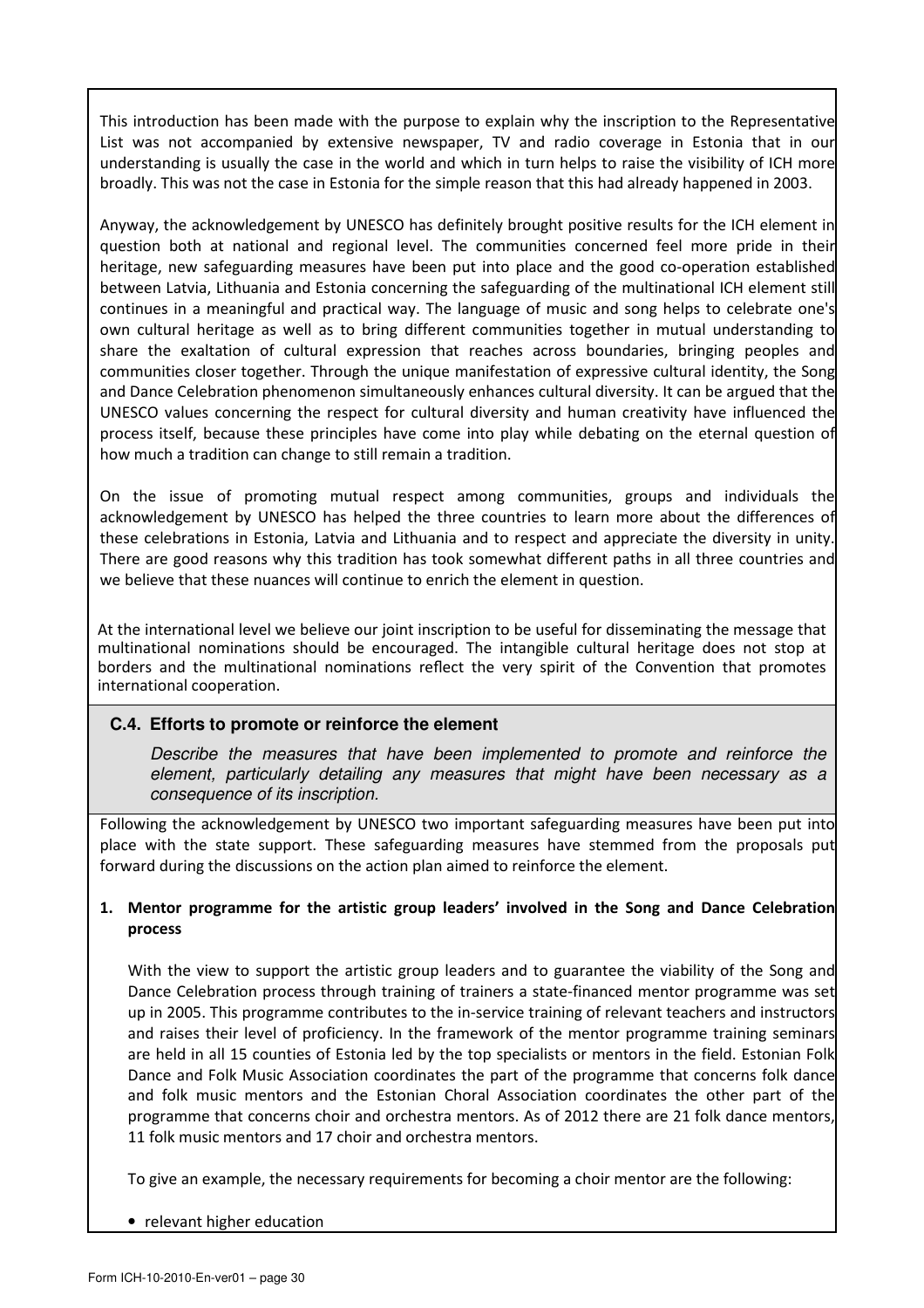This introduction has been made with the purpose to explain why the inscription to the Representative List was not accompanied by extensive newspaper, TV and radio coverage in Estonia that in our understanding is usually the case in the world and which in turn helps to raise the visibility of ICH more broadly. This was not the case in Estonia for the simple reason that this had already happened in 2003.

Anyway, the acknowledgement by UNESCO has definitely brought positive results for the ICH element in question both at national and regional level. The communities concerned feel more pride in their heritage, new safeguarding measures have been put into place and the good co-operation established between Latvia, Lithuania and Estonia concerning the safeguarding of the multinational ICH element still continues in a meaningful and practical way. The language of music and song helps to celebrate one's own cultural heritage as well as to bring different communities together in mutual understanding to share the exaltation of cultural expression that reaches across boundaries, bringing peoples and communities closer together. Through the unique manifestation of expressive cultural identity, the Song and Dance Celebration phenomenon simultaneously enhances cultural diversity. It can be argued that the UNESCO values concerning the respect for cultural diversity and human creativity have influenced the process itself, because these principles have come into play while debating on the eternal question of how much a tradition can change to still remain a tradition.

On the issue of promoting mutual respect among communities, groups and individuals the acknowledgement by UNESCO has helped the three countries to learn more about the differences of these celebrations in Estonia, Latvia and Lithuania and to respect and appreciate the diversity in unity. There are good reasons why this tradition has took somewhat different paths in all three countries and we believe that these nuances will continue to enrich the element in question.

At the international level we believe our joint inscription to be useful for disseminating the message that multinational nominations should be encouraged. The intangible cultural heritage does not stop at borders and the multinational nominations reflect the very spirit of the Convention that promotes international cooperation.

### C.4. Efforts to promote or reinforce the element

*Describe the measures that have been implemented to promote and reinforce the element, particularly detailing any measures that might have been necessary as a consequence of its inscription.*

Following the acknowledgement by UNESCO two important safeguarding measures have been put into place with the state support. These safeguarding measures have stemmed from the proposals put forward during the discussions on the action plan aimed to reinforce the element.

**1. Mentor programme for the artistic group leaders' involved in the Song and Dance Celebration process**

With the view to support the artistic group leaders and to guarantee the viability of the Song and Dance Celebration process through training of trainers a state-financed mentor programme was set up in 2005. This programme contributes to the in-service training of relevant teachers and instructors and raises their level of proficiency. In the framework of the mentor programme training seminars are held in all 15 counties of Estonia led by the top specialists or mentors in the field. Estonian Folk Dance and Folk Music Association coordinates the part of the programme that concerns folk dance and folk music mentors and the Estonian Choral Association coordinates the other part of the programme that concerns choir and orchestra mentors. As of 2012 there are 21 folk dance mentors, 11 folk music mentors and 17 choir and orchestra mentors.

To give an example, the necessary requirements for becoming a choir mentor are the following:

- relevant higher education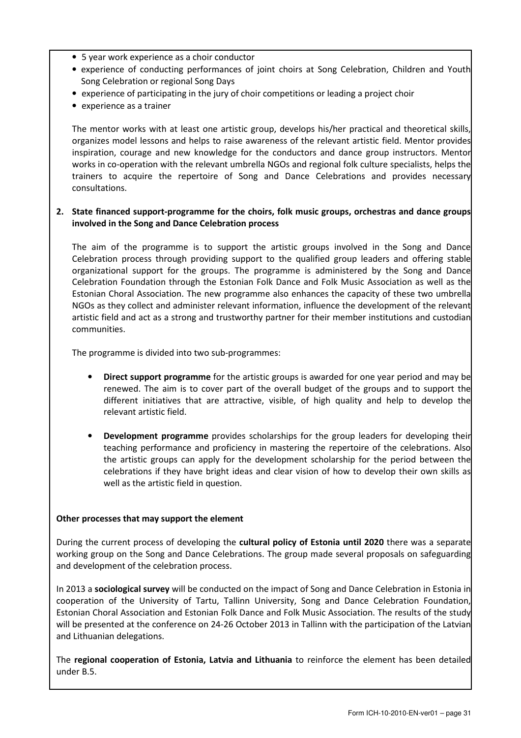- 5 year work experience as a choir conductor
- experience of conducting performances of joint choirs at Song Celebration, Children and Youth Song Celebration or regional Song Days
- experience of participating in the jury of choir competitions or leading a project choir
- experience as a trainer

The mentor works with at least one artistic group, develops his/her practical and theoretical skills, organizes model lessons and helps to raise awareness of the relevant artistic field. Mentor provides inspiration, courage and new knowledge for the conductors and dance group instructors. Mentor works in co-operation with the relevant umbrella NGOs and regional folk culture specialists, helps the trainers to acquire the repertoire of Song and Dance Celebrations and provides necessary consultations.

**2. State financed support-programme for the choirs, folk music groups, orchestras and dance groups involved in the Song and Dance Celebration process**

The aim of the programme is to support the artistic groups involved in the Song and Dance Celebration process through providing support to the qualified group leaders and offering stable organizational support for the groups. The programme is administered by the Song and Dance Celebration Foundation through the Estonian Folk Dance and Folk Music Association as well as the Estonian Choral Association. The new programme also enhances the capacity of these two umbrella NGOs as they collect and administer relevant information, influence the development of the relevant artistic field and act as a strong and trustworthy partner for their member institutions and custodian communities.

The programme is divided into two sub-programmes:

- **Direct support programme** for the artistic groups is awarded for one year period and may be renewed. The aim is to cover part of the overall budget of the groups and to support the different initiatives that are attractive, visible, of high quality and help to develop the relevant artistic field.

- **Development programme** provides scholarships for the group leaders for developing their teaching performance and proficiency in mastering the repertoire of the celebrations. Also the artistic groups can apply for the development scholarship for the period between the celebrations if they have bright ideas and clear vision of how to develop their own skills as well as the artistic field in question.

**Other processes that may support the element**

During the current process of developing the **cultural policy of Estonia until 2020** there was a separate working group on the Song and Dance Celebrations. The group made several proposals on safeguarding and development of the celebration process.

In 2013 a **sociological survey** will be conducted on the impact of Song and Dance Celebration in Estonia in cooperation of the University of Tartu, Tallinn University, Song and Dance Celebration Foundation, Estonian Choral Association and Estonian Folk Dance and Folk Music Association. The results of the study will be presented at the conference on 24-26 October 2013 in Tallinn with the participation of the Latvian and Lithuanian delegations.

The **regional cooperation of Estonia, Latvia and Lithuania** to reinforce the element has been detailed under B.5.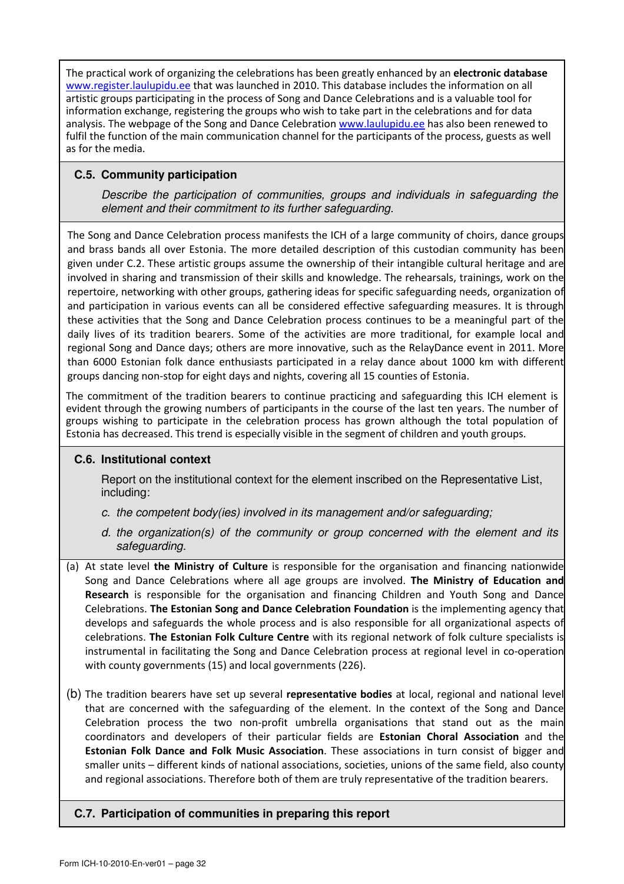The practical work of organizing the celebrations has been greatly enhanced by an **electronic database** www.register.laulupidu.ee that was launched in 2010. This database includes the information on all artistic groups participating in the process of Song and Dance Celebrations and is a valuable tool for information exchange, registering the groups who wish to take part in the celebrations and for data analysis. The webpage of the Song and Dance Celebration www.laulupidu.ee has also been renewed to fulfil the function of the main communication channel for the participants of the process, guests as well as for the media.

### C.5. Community participation

*Describe the participation of communities, groups and individuals in safeguarding the element and their commitment to its further safeguarding.*

The Song and Dance Celebration process manifests the ICH of a large community of choirs, dance groups and brass bands all over Estonia. The more detailed description of this custodian community has been given under C.2. These artistic groups assume the ownership of their intangible cultural heritage and are involved in sharing and transmission of their skills and knowledge. The rehearsals, trainings, work on the repertoire, networking with other groups, gathering ideas for specific safeguarding needs, organization of and participation in various events can all be considered effective safeguarding measures. It is through these activities that the Song and Dance Celebration process continues to be a meaningful part of the daily lives of its tradition bearers. Some of the activities are more traditional, for example local and regional Song and Dance days; others are more innovative, such as the RelayDance event in 2011. More than 6000 Estonian folk dance enthusiasts participated in a relay dance about 1000 km with different groups dancing non-stop for eight days and nights, covering all 15 counties of Estonia.

The commitment of the tradition bearers to continue practicing and safeguarding this ICH element is evident through the growing numbers of participants in the course of the last ten years. The number of groups wishing to participate in the celebration process has grown although the total population of Estonia has decreased. This trend is especially visible in the segment of children and youth groups.

### C.6. Institutional context

Report on the institutional context for the element inscribed on the Representative List, including:

*c. the competent body(ies) involved in its management and/or safeguarding;*

*d. the organization(s) of the community or group concerned with the element and its safeguarding.*

(a) At state level **the Ministry of Culture** is responsible for the organisation and financing nationwide Song and Dance Celebrations where all age groups are involved. **The Ministry of Education and Research** is responsible for the organisation and financing Children and Youth Song and Dance Celebrations. **The Estonian Song and Dance Celebration Foundation** is the implementing agency that develops and safeguards the whole process and is also responsible for all organizational aspects of celebrations. **The Estonian Folk Culture Centre** with its regional network of folk culture specialists is instrumental in facilitating the Song and Dance Celebration process at regional level in co-operation with county governments (15) and local governments (226).

(b) The tradition bearers have set up several **representative bodies** at local, regional and national level that are concerned with the safeguarding of the element. In the context of the Song and Dance Celebration process the two non-profit umbrella organisations that stand out as the main coordinators and developers of their particular fields are **Estonian Choral Association** and the **Estonian Folk Dance and Folk Music Association**. These associations in turn consist of bigger and smaller units – different kinds of national associations, societies, unions of the same field, also county and regional associations. Therefore both of them are truly representative of the tradition bearers.

### C.7. Participation of communities in preparing this report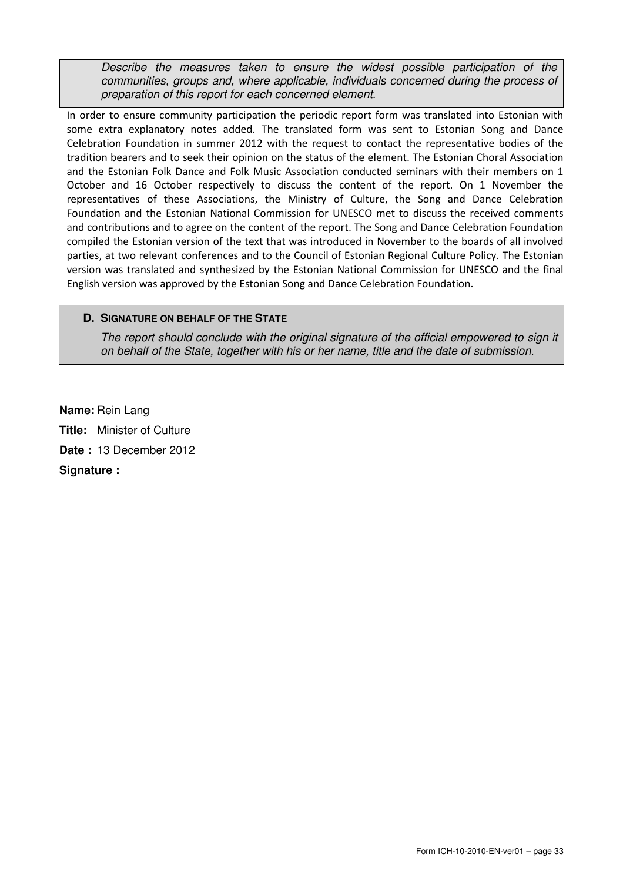*Describe the measures taken to ensure the widest possible participation of the communities, groups and, where applicable, individuals concerned during the process of preparation of this report for each concerned element.*

In order to ensure community participation the periodic report form was translated into Estonian with some extra explanatory notes added. The translated form was sent to Estonian Song and Dance Celebration Foundation in summer 2012 with the request to contact the representative bodies of the tradition bearers and to seek their opinion on the status of the element. The Estonian Choral Association and the Estonian Folk Dance and Folk Music Association conducted seminars with their members on 1 October and 16 October respectively to discuss the content of the report. On 1 November the representatives of these Associations, the Ministry of Culture, the Song and Dance Celebration Foundation and the Estonian National Commission for UNESCO met to discuss the received comments and contributions and to agree on the content of the report. The Song and Dance Celebration Foundation compiled the Estonian version of the text that was introduced in November to the boards of all involved parties, at two relevant conferences and to the Council of Estonian Regional Culture Policy. The Estonian version was translated and synthesized by the Estonian National Commission for UNESCO and the final English version was approved by the Estonian Song and Dance Celebration Foundation.

## D. SIGNATURE ON BEHALF OF THE STATE

*The report should conclude with the original signature of the official empowered to sign it on behalf of the State, together with his or her name, title and the date of submission.*

**Name:** Rein Lang

**Title:** Minister of Culture

**Date :** 13 December 2012

**Signature :**